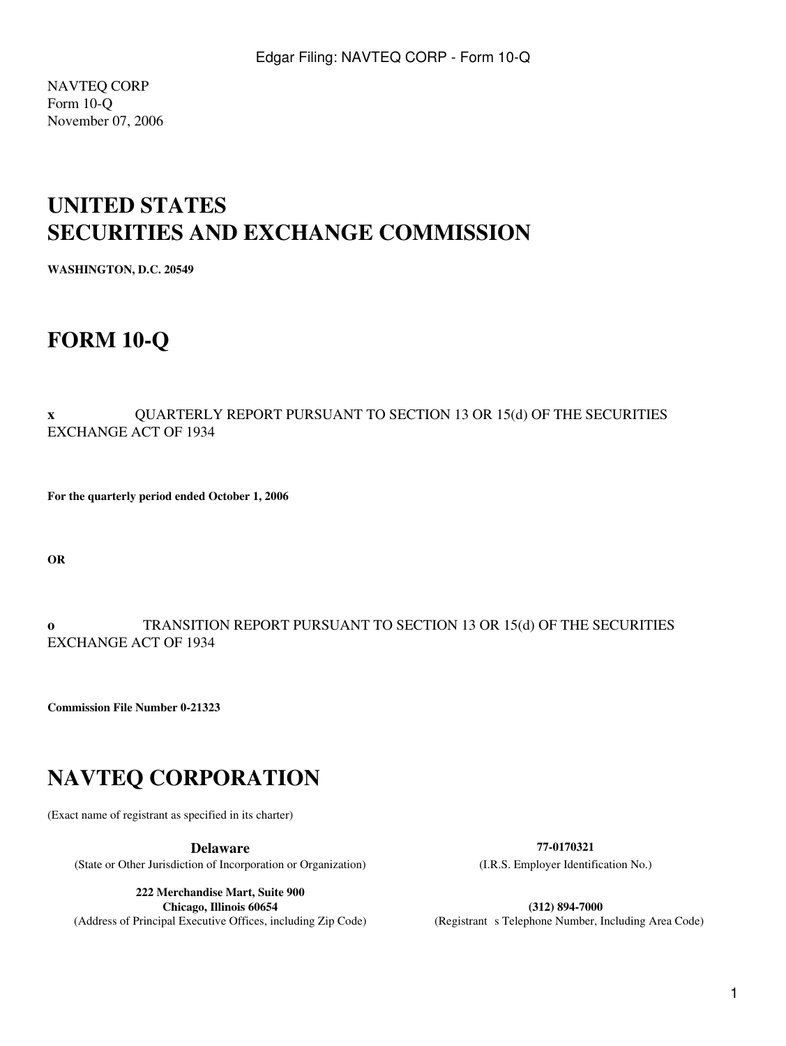NAVTEQ CORP
Form 10-Q
November 07, 2006

# UNITED STATES
# SECURITIES AND EXCHANGE COMMISSION

**WASHINGTON, D.C. 20549**

# FORM 10-Q

**x** QUARTERLY REPORT PURSUANT TO SECTION 13 OR 15(d) OF THE SECURITIES EXCHANGE ACT OF 1934

**For the quarterly period ended October 1, 2006**

**OR**

**o** TRANSITION REPORT PURSUANT TO SECTION 13 OR 15(d) OF THE SECURITIES EXCHANGE ACT OF 1934

**Commission File Number 0-21323**

# NAVTEQ CORPORATION

(Exact name of registrant as specified in its charter)

| **Delaware** | **77-0170321** |
|---|---|
| (State or Other Jurisdiction of Incorporation or Organization) | (I.R.S. Employer Identification No.) |
| **222 Merchandise Mart, Suite 900**<br>**Chicago, Illinois 60654** | **(312) 894-7000** |
| (Address of Principal Executive Offices, including Zip Code) | (Registrant s Telephone Number, Including Area Code) |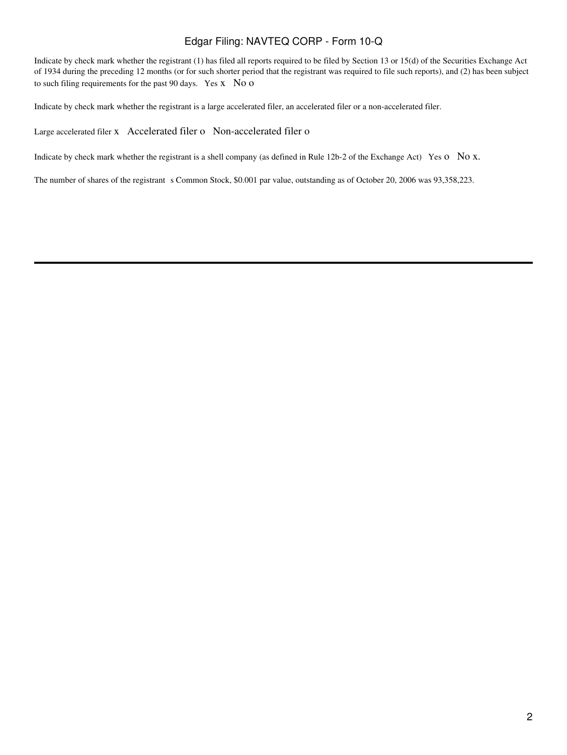Indicate by check mark whether the registrant (1) has filed all reports required to be filed by Section 13 or 15(d) of the Securities Exchange Act of 1934 during the preceding 12 months (or for such shorter period that the registrant was required to file such reports), and (2) has been subject to such filing requirements for the past 90 days. Yes x No o

Indicate by check mark whether the registrant is a large accelerated filer, an accelerated filer or a non-accelerated filer.

Large accelerated filer x Accelerated filer o Non-accelerated filer o

Indicate by check mark whether the registrant is a shell company (as defined in Rule 12b-2 of the Exchange Act) Yes o No x.

The number of shares of the registrant s Common Stock, $0.001 par value, outstanding as of October 20, 2006 was 93,358,223.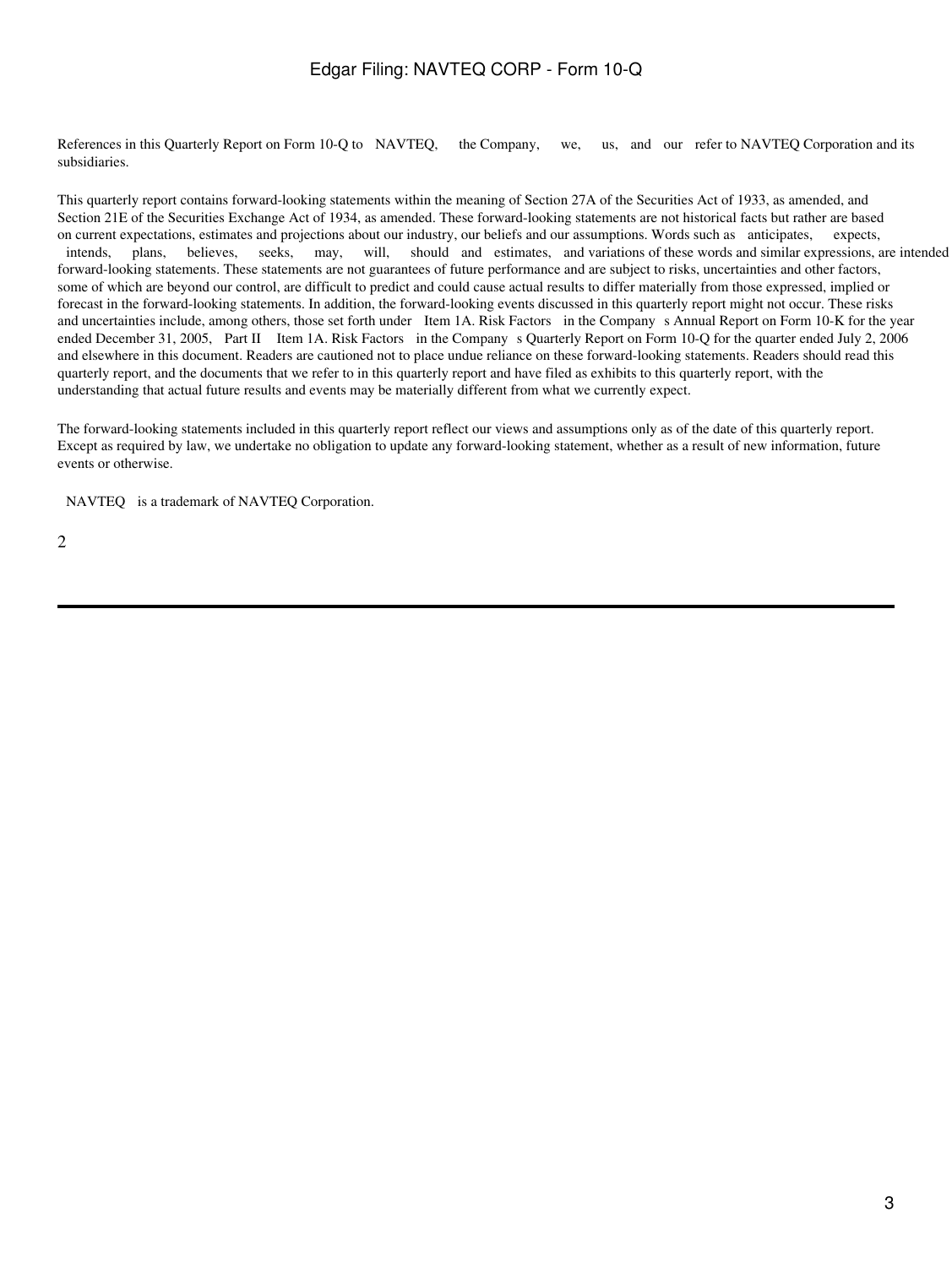References in this Quarterly Report on Form 10-Q to NAVTEQ, the Company, we, us, and our refer to NAVTEQ Corporation and its subsidiaries.

This quarterly report contains forward-looking statements within the meaning of Section 27A of the Securities Act of 1933, as amended, and Section 21E of the Securities Exchange Act of 1934, as amended. These forward-looking statements are not historical facts but rather are based on current expectations, estimates and projections about our industry, our beliefs and our assumptions. Words such as anticipates, expects, intends, plans, believes, seeks, may, will, should and estimates, and variations of these words and similar expressions, are intended forward-looking statements. These statements are not guarantees of future performance and are subject to risks, uncertainties and other factors, some of which are beyond our control, are difficult to predict and could cause actual results to differ materially from those expressed, implied or forecast in the forward-looking statements. In addition, the forward-looking events discussed in this quarterly report might not occur. These risks and uncertainties include, among others, those set forth under Item 1A. Risk Factors in the Company s Annual Report on Form 10-K for the year ended December 31, 2005, Part II Item 1A. Risk Factors in the Company s Quarterly Report on Form 10-Q for the quarter ended July 2, 2006 and elsewhere in this document. Readers are cautioned not to place undue reliance on these forward-looking statements. Readers should read this quarterly report, and the documents that we refer to in this quarterly report and have filed as exhibits to this quarterly report, with the understanding that actual future results and events may be materially different from what we currently expect.

The forward-looking statements included in this quarterly report reflect our views and assumptions only as of the date of this quarterly report. Except as required by law, we undertake no obligation to update any forward-looking statement, whether as a result of new information, future events or otherwise.

NAVTEQ is a trademark of NAVTEQ Corporation.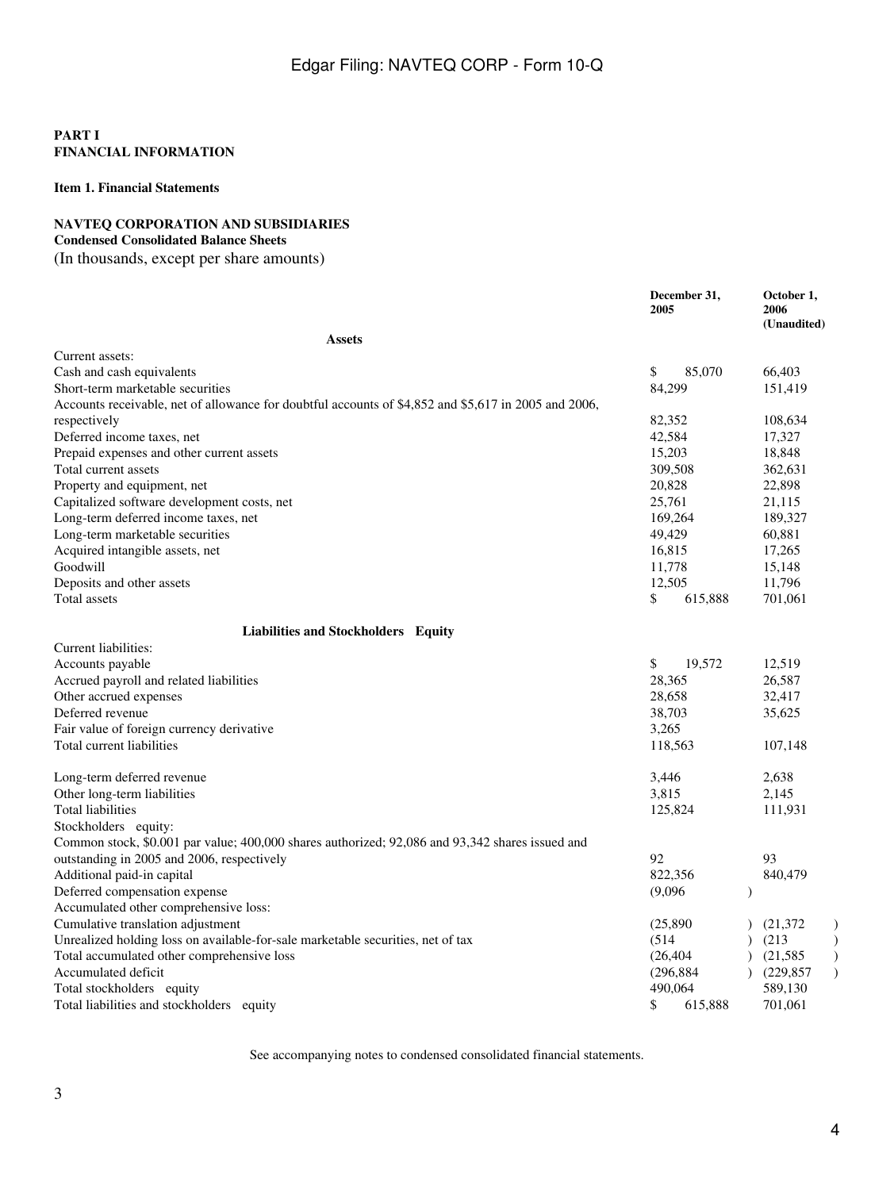# PART I
# FINANCIAL INFORMATION

## Item 1. Financial Statements

**NAVTEQ CORPORATION AND SUBSIDIARIES**
**Condensed Consolidated Balance Sheets**
(In thousands, except per share amounts)

| | December 31, 2005 | October 1, 2006 (Unaudited) |
|---|---|---|
| **Assets** | | |
| Current assets: | | |
| Cash and cash equivalents | $ 85,070 | 66,403 |
| Short-term marketable securities | 84,299 | 151,419 |
| Accounts receivable, net of allowance for doubtful accounts of $4,852 and $5,617 in 2005 and 2006, respectively | 82,352 | 108,634 |
| Deferred income taxes, net | 42,584 | 17,327 |
| Prepaid expenses and other current assets | 15,203 | 18,848 |
| Total current assets | 309,508 | 362,631 |
| Property and equipment, net | 20,828 | 22,898 |
| Capitalized software development costs, net | 25,761 | 21,115 |
| Long-term deferred income taxes, net | 169,264 | 189,327 |
| Long-term marketable securities | 49,429 | 60,881 |
| Acquired intangible assets, net | 16,815 | 17,265 |
| Goodwill | 11,778 | 15,148 |
| Deposits and other assets | 12,505 | 11,796 |
| Total assets | $ 615,888 | 701,061 |
| **Liabilities and Stockholders Equity** | | |
| Current liabilities: | | |
| Accounts payable | $ 19,572 | 12,519 |
| Accrued payroll and related liabilities | 28,365 | 26,587 |
| Other accrued expenses | 28,658 | 32,417 |
| Deferred revenue | 38,703 | 35,625 |
| Fair value of foreign currency derivative | 3,265 | |
| Total current liabilities | 118,563 | 107,148 |
| Long-term deferred revenue | 3,446 | 2,638 |
| Other long-term liabilities | 3,815 | 2,145 |
| Total liabilities | 125,824 | 111,931 |
| Stockholders equity: | | |
| Common stock, $0.001 par value; 400,000 shares authorized; 92,086 and 93,342 shares issued and outstanding in 2005 and 2006, respectively | 92 | 93 |
| Additional paid-in capital | 822,356 | 840,479 |
| Deferred compensation expense | (9,096) | |
| Accumulated other comprehensive loss: | | |
| Cumulative translation adjustment | (25,890) | (21,372) |
| Unrealized holding loss on available-for-sale marketable securities, net of tax | (514) | (213) |
| Total accumulated other comprehensive loss | (26,404) | (21,585) |
| Accumulated deficit | (296,884) | (229,857) |
| Total stockholders equity | 490,064 | 589,130 |
| Total liabilities and stockholders equity | $ 615,888 | 701,061 |

See accompanying notes to condensed consolidated financial statements.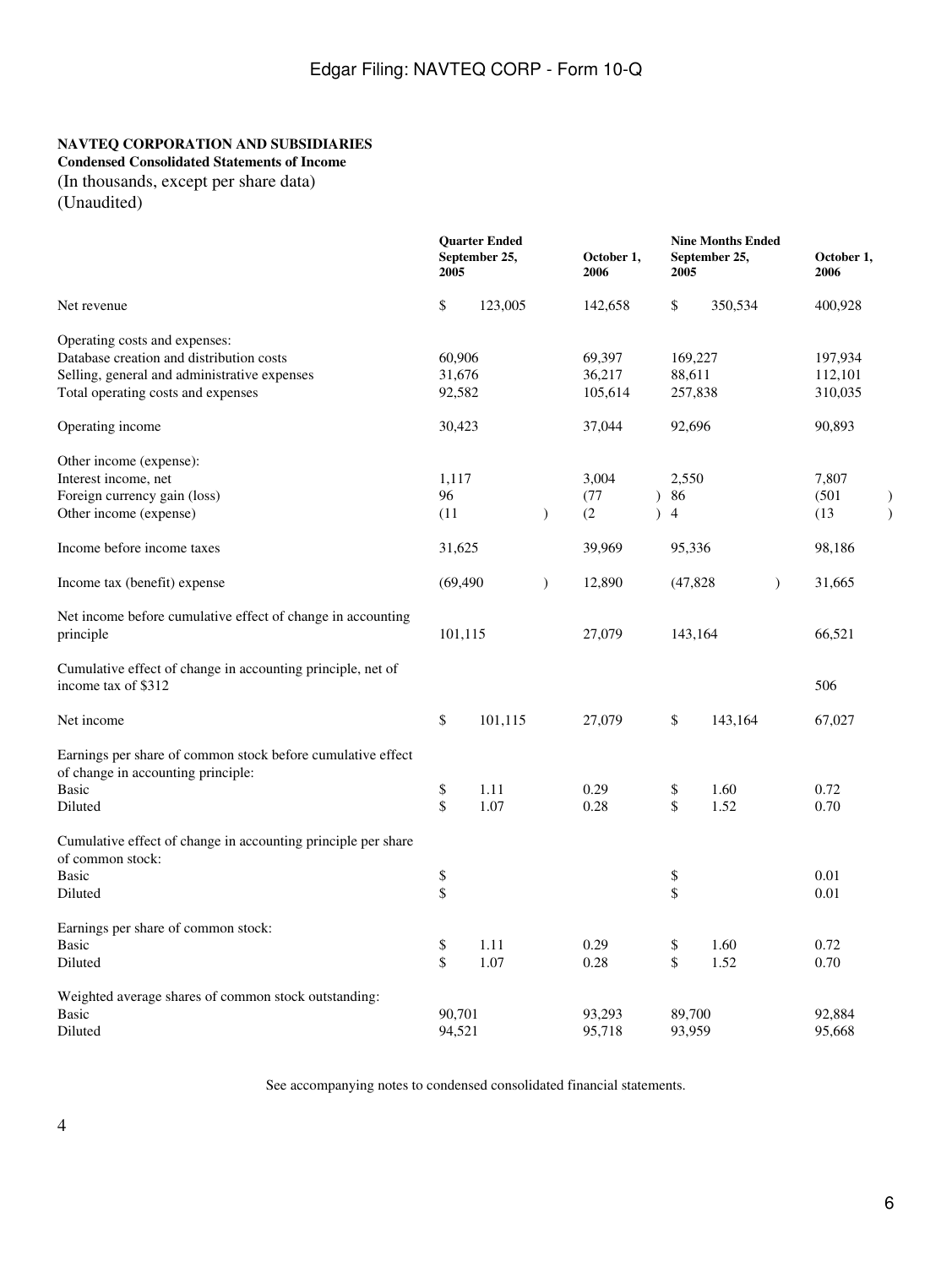**NAVTEQ CORPORATION AND SUBSIDIARIES**
**Condensed Consolidated Statements of Income**
(In thousands, except per share data)
(Unaudited)

| | Quarter Ended September 25, 2005 | October 1, 2006 | Nine Months Ended September 25, 2005 | October 1, 2006 |
|---|---|---|---|---|
| Net revenue | $ 123,005 | 142,658 | $ 350,534 | 400,928 |
| Operating costs and expenses: | | | | |
| Database creation and distribution costs | 60,906 | 69,397 | 169,227 | 197,934 |
| Selling, general and administrative expenses | 31,676 | 36,217 | 88,611 | 112,101 |
| Total operating costs and expenses | 92,582 | 105,614 | 257,838 | 310,035 |
| Operating income | 30,423 | 37,044 | 92,696 | 90,893 |
| Other income (expense): | | | | |
| Interest income, net | 1,117 | 3,004 | 2,550 | 7,807 |
| Foreign currency gain (loss) | 96 | (77) | 86 | (501) |
| Other income (expense) | (11) | (2) | 4 | (13) |
| Income before income taxes | 31,625 | 39,969 | 95,336 | 98,186 |
| Income tax (benefit) expense | (69,490) | 12,890 | (47,828) | 31,665 |
| Net income before cumulative effect of change in accounting principle | 101,115 | 27,079 | 143,164 | 66,521 |
| Cumulative effect of change in accounting principle, net of income tax of $312 | | | | 506 |
| Net income | $ 101,115 | 27,079 | $ 143,164 | 67,027 |
| Earnings per share of common stock before cumulative effect of change in accounting principle: | | | | |
| Basic | $ 1.11 | 0.29 | $ 1.60 | 0.72 |
| Diluted | $ 1.07 | 0.28 | $ 1.52 | 0.70 |
| Cumulative effect of change in accounting principle per share of common stock: | | | | |
| Basic | $ | | $ | 0.01 |
| Diluted | $ | | $ | 0.01 |
| Earnings per share of common stock: | | | | |
| Basic | $ 1.11 | 0.29 | $ 1.60 | 0.72 |
| Diluted | $ 1.07 | 0.28 | $ 1.52 | 0.70 |
| Weighted average shares of common stock outstanding: | | | | |
| Basic | 90,701 | 93,293 | 89,700 | 92,884 |
| Diluted | 94,521 | 95,718 | 93,959 | 95,668 |

See accompanying notes to condensed consolidated financial statements.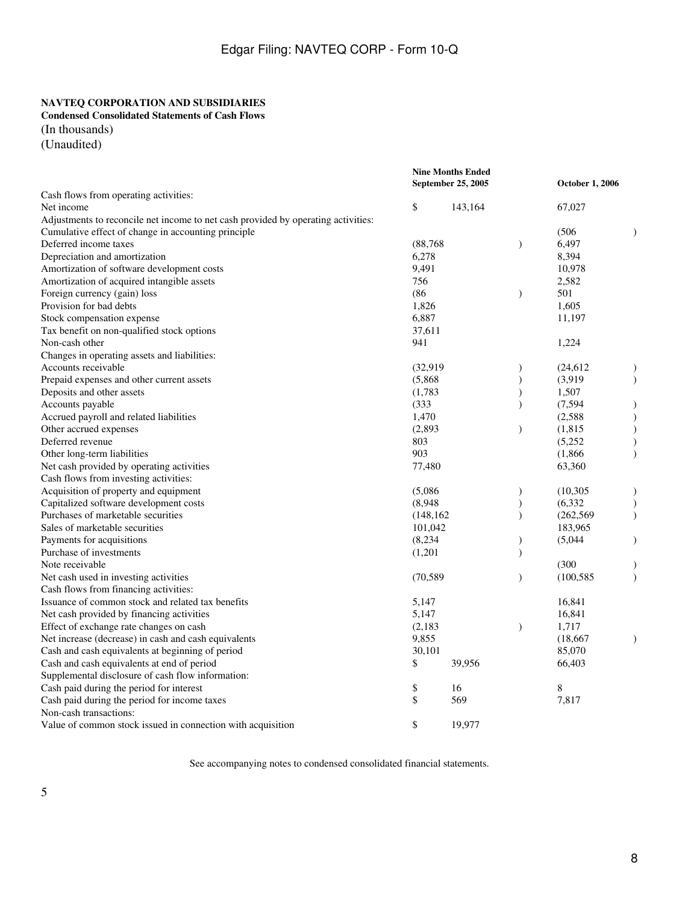**NAVTEQ CORPORATION AND SUBSIDIARIES**
**Condensed Consolidated Statements of Cash Flows**
(In thousands)
(Unaudited)

| | Nine Months Ended September 25, 2005 | October 1, 2006 |
|---|---|---|
| Cash flows from operating activities: | | |
| Net income | $ 143,164 | 67,027 |
| Adjustments to reconcile net income to net cash provided by operating activities: | | |
| Cumulative effect of change in accounting principle | | (506) |
| Deferred income taxes | (88,768) | 6,497 |
| Depreciation and amortization | 6,278 | 8,394 |
| Amortization of software development costs | 9,491 | 10,978 |
| Amortization of acquired intangible assets | 756 | 2,582 |
| Foreign currency (gain) loss | (86) | 501 |
| Provision for bad debts | 1,826 | 1,605 |
| Stock compensation expense | 6,887 | 11,197 |
| Tax benefit on non-qualified stock options | 37,611 | |
| Non-cash other | 941 | 1,224 |
| Changes in operating assets and liabilities: | | |
| Accounts receivable | (32,919) | (24,612) |
| Prepaid expenses and other current assets | (5,868) | (3,919) |
| Deposits and other assets | (1,783) | 1,507 |
| Accounts payable | (333) | (7,594) |
| Accrued payroll and related liabilities | 1,470 | (2,588) |
| Other accrued expenses | (2,893) | (1,815) |
| Deferred revenue | 803 | (5,252) |
| Other long-term liabilities | 903 | (1,866) |
| Net cash provided by operating activities | 77,480 | 63,360 |
| Cash flows from investing activities: | | |
| Acquisition of property and equipment | (5,086) | (10,305) |
| Capitalized software development costs | (8,948) | (6,332) |
| Purchases of marketable securities | (148,162) | (262,569) |
| Sales of marketable securities | 101,042 | 183,965 |
| Payments for acquisitions | (8,234) | (5,044) |
| Purchase of investments | (1,201) | |
| Note receivable | | (300) |
| Net cash used in investing activities | (70,589) | (100,585) |
| Cash flows from financing activities: | | |
| Issuance of common stock and related tax benefits | 5,147 | 16,841 |
| Net cash provided by financing activities | 5,147 | 16,841 |
| Effect of exchange rate changes on cash | (2,183) | 1,717 |
| Net increase (decrease) in cash and cash equivalents | 9,855 | (18,667) |
| Cash and cash equivalents at beginning of period | 30,101 | 85,070 |
| Cash and cash equivalents at end of period | $ 39,956 | 66,403 |
| Supplemental disclosure of cash flow information: | | |
| Cash paid during the period for interest | $ 16 | 8 |
| Cash paid during the period for income taxes | $ 569 | 7,817 |
| Non-cash transactions: | | |
| Value of common stock issued in connection with acquisition | $ 19,977 | |

See accompanying notes to condensed consolidated financial statements.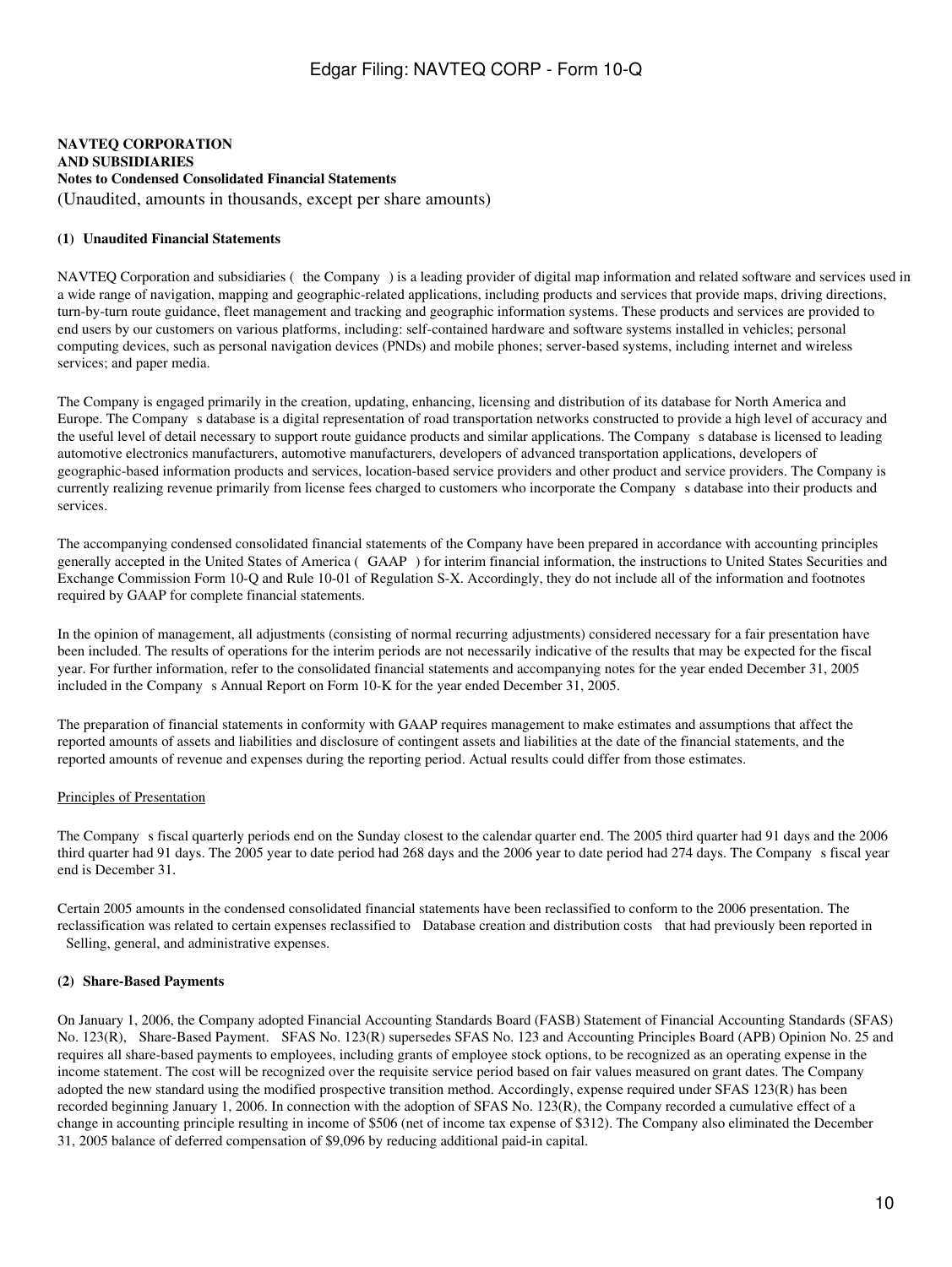**NAVTEQ CORPORATION**
**AND SUBSIDIARIES**
**Notes to Condensed Consolidated Financial Statements**
(Unaudited, amounts in thousands, except per share amounts)

**(1) Unaudited Financial Statements**

NAVTEQ Corporation and subsidiaries ( the Company ) is a leading provider of digital map information and related software and services used in a wide range of navigation, mapping and geographic-related applications, including products and services that provide maps, driving directions, turn-by-turn route guidance, fleet management and tracking and geographic information systems. These products and services are provided to end users by our customers on various platforms, including: self-contained hardware and software systems installed in vehicles; personal computing devices, such as personal navigation devices (PNDs) and mobile phones; server-based systems, including internet and wireless services; and paper media.

The Company is engaged primarily in the creation, updating, enhancing, licensing and distribution of its database for North America and Europe. The Company s database is a digital representation of road transportation networks constructed to provide a high level of accuracy and the useful level of detail necessary to support route guidance products and similar applications. The Company s database is licensed to leading automotive electronics manufacturers, automotive manufacturers, developers of advanced transportation applications, developers of geographic-based information products and services, location-based service providers and other product and service providers. The Company is currently realizing revenue primarily from license fees charged to customers who incorporate the Company s database into their products and services.

The accompanying condensed consolidated financial statements of the Company have been prepared in accordance with accounting principles generally accepted in the United States of America ( GAAP ) for interim financial information, the instructions to United States Securities and Exchange Commission Form 10-Q and Rule 10-01 of Regulation S-X. Accordingly, they do not include all of the information and footnotes required by GAAP for complete financial statements.

In the opinion of management, all adjustments (consisting of normal recurring adjustments) considered necessary for a fair presentation have been included. The results of operations for the interim periods are not necessarily indicative of the results that may be expected for the fiscal year. For further information, refer to the consolidated financial statements and accompanying notes for the year ended December 31, 2005 included in the Company s Annual Report on Form 10-K for the year ended December 31, 2005.

The preparation of financial statements in conformity with GAAP requires management to make estimates and assumptions that affect the reported amounts of assets and liabilities and disclosure of contingent assets and liabilities at the date of the financial statements, and the reported amounts of revenue and expenses during the reporting period. Actual results could differ from those estimates.

Principles of Presentation

The Company s fiscal quarterly periods end on the Sunday closest to the calendar quarter end. The 2005 third quarter had 91 days and the 2006 third quarter had 91 days. The 2005 year to date period had 268 days and the 2006 year to date period had 274 days. The Company s fiscal year end is December 31.

Certain 2005 amounts in the condensed consolidated financial statements have been reclassified to conform to the 2006 presentation. The reclassification was related to certain expenses reclassified to Database creation and distribution costs that had previously been reported in Selling, general, and administrative expenses.

**(2) Share-Based Payments**

On January 1, 2006, the Company adopted Financial Accounting Standards Board (FASB) Statement of Financial Accounting Standards (SFAS) No. 123(R), Share-Based Payment. SFAS No. 123(R) supersedes SFAS No. 123 and Accounting Principles Board (APB) Opinion No. 25 and requires all share-based payments to employees, including grants of employee stock options, to be recognized as an operating expense in the income statement. The cost will be recognized over the requisite service period based on fair values measured on grant dates. The Company adopted the new standard using the modified prospective transition method. Accordingly, expense required under SFAS 123(R) has been recorded beginning January 1, 2006. In connection with the adoption of SFAS No. 123(R), the Company recorded a cumulative effect of a change in accounting principle resulting in income of $506 (net of income tax expense of $312). The Company also eliminated the December 31, 2005 balance of deferred compensation of $9,096 by reducing additional paid-in capital.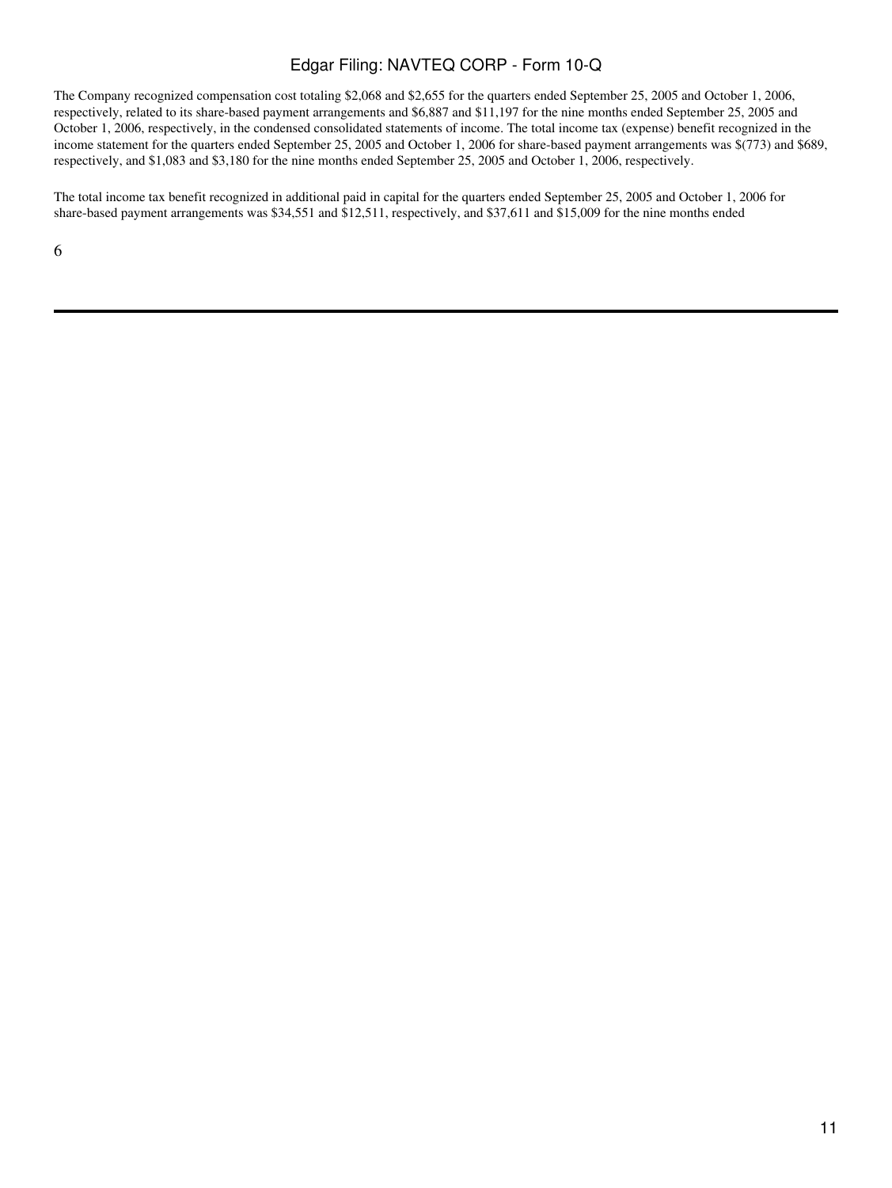The Company recognized compensation cost totaling $2,068 and $2,655 for the quarters ended September 25, 2005 and October 1, 2006, respectively, related to its share-based payment arrangements and $6,887 and $11,197 for the nine months ended September 25, 2005 and October 1, 2006, respectively, in the condensed consolidated statements of income. The total income tax (expense) benefit recognized in the income statement for the quarters ended September 25, 2005 and October 1, 2006 for share-based payment arrangements was $(773) and $689, respectively, and $1,083 and $3,180 for the nine months ended September 25, 2005 and October 1, 2006, respectively.

The total income tax benefit recognized in additional paid in capital for the quarters ended September 25, 2005 and October 1, 2006 for share-based payment arrangements was $34,551 and $12,511, respectively, and $37,611 and $15,009 for the nine months ended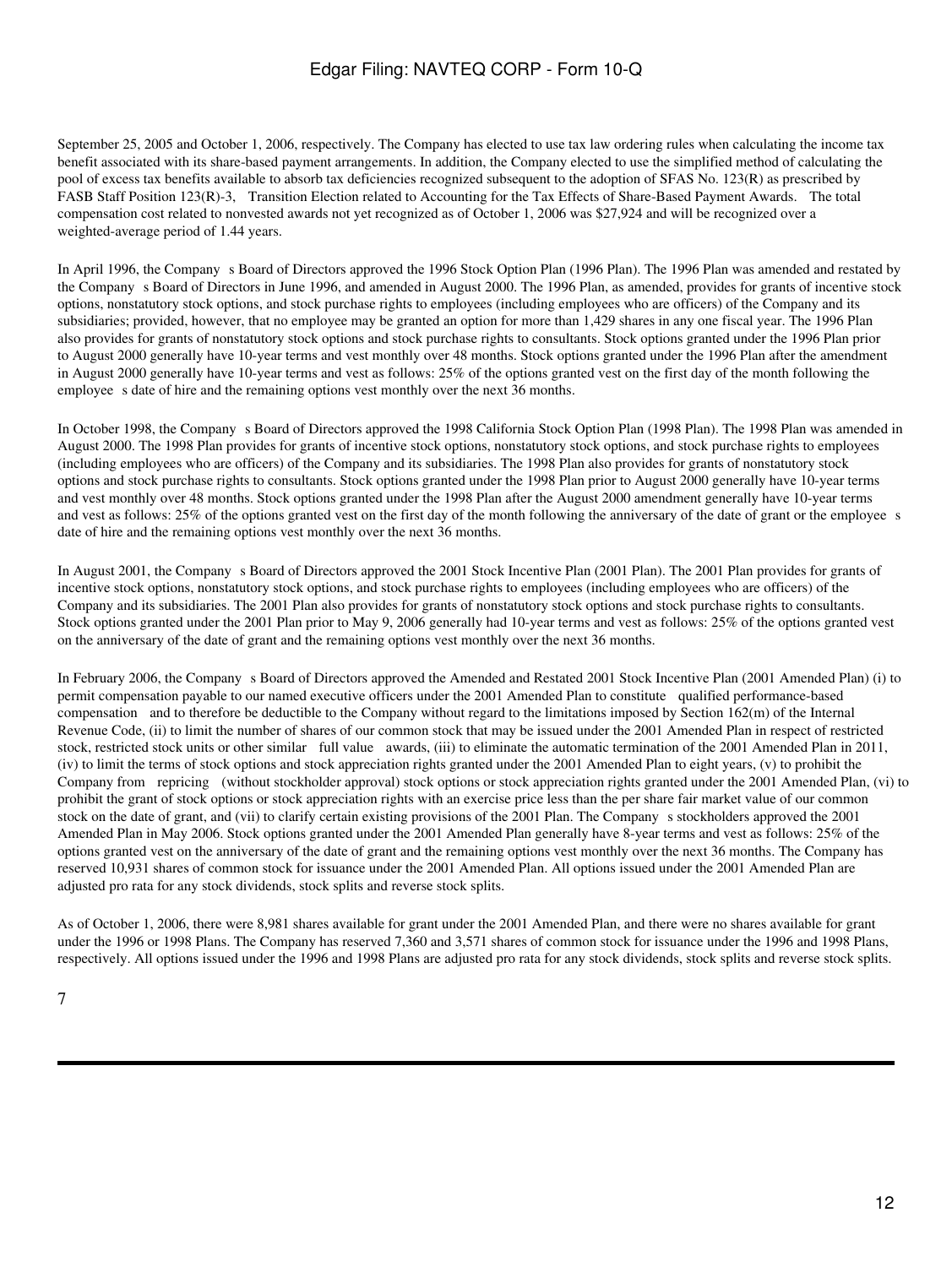September 25, 2005 and October 1, 2006, respectively. The Company has elected to use tax law ordering rules when calculating the income tax benefit associated with its share-based payment arrangements. In addition, the Company elected to use the simplified method of calculating the pool of excess tax benefits available to absorb tax deficiencies recognized subsequent to the adoption of SFAS No. 123(R) as prescribed by FASB Staff Position 123(R)-3, Transition Election related to Accounting for the Tax Effects of Share-Based Payment Awards. The total compensation cost related to nonvested awards not yet recognized as of October 1, 2006 was $27,924 and will be recognized over a weighted-average period of 1.44 years.

In April 1996, the Company s Board of Directors approved the 1996 Stock Option Plan (1996 Plan). The 1996 Plan was amended and restated by the Company s Board of Directors in June 1996, and amended in August 2000. The 1996 Plan, as amended, provides for grants of incentive stock options, nonstatutory stock options, and stock purchase rights to employees (including employees who are officers) of the Company and its subsidiaries; provided, however, that no employee may be granted an option for more than 1,429 shares in any one fiscal year. The 1996 Plan also provides for grants of nonstatutory stock options and stock purchase rights to consultants. Stock options granted under the 1996 Plan prior to August 2000 generally have 10-year terms and vest monthly over 48 months. Stock options granted under the 1996 Plan after the amendment in August 2000 generally have 10-year terms and vest as follows: 25% of the options granted vest on the first day of the month following the employee s date of hire and the remaining options vest monthly over the next 36 months.

In October 1998, the Company s Board of Directors approved the 1998 California Stock Option Plan (1998 Plan). The 1998 Plan was amended in August 2000. The 1998 Plan provides for grants of incentive stock options, nonstatutory stock options, and stock purchase rights to employees (including employees who are officers) of the Company and its subsidiaries. The 1998 Plan also provides for grants of nonstatutory stock options and stock purchase rights to consultants. Stock options granted under the 1998 Plan prior to August 2000 generally have 10-year terms and vest monthly over 48 months. Stock options granted under the 1998 Plan after the August 2000 amendment generally have 10-year terms and vest as follows: 25% of the options granted vest on the first day of the month following the anniversary of the date of grant or the employee s date of hire and the remaining options vest monthly over the next 36 months.

In August 2001, the Company s Board of Directors approved the 2001 Stock Incentive Plan (2001 Plan). The 2001 Plan provides for grants of incentive stock options, nonstatutory stock options, and stock purchase rights to employees (including employees who are officers) of the Company and its subsidiaries. The 2001 Plan also provides for grants of nonstatutory stock options and stock purchase rights to consultants. Stock options granted under the 2001 Plan prior to May 9, 2006 generally had 10-year terms and vest as follows: 25% of the options granted vest on the anniversary of the date of grant and the remaining options vest monthly over the next 36 months.

In February 2006, the Company s Board of Directors approved the Amended and Restated 2001 Stock Incentive Plan (2001 Amended Plan) (i) to permit compensation payable to our named executive officers under the 2001 Amended Plan to constitute qualified performance-based compensation and to therefore be deductible to the Company without regard to the limitations imposed by Section 162(m) of the Internal Revenue Code, (ii) to limit the number of shares of our common stock that may be issued under the 2001 Amended Plan in respect of restricted stock, restricted stock units or other similar full value awards, (iii) to eliminate the automatic termination of the 2001 Amended Plan in 2011, (iv) to limit the terms of stock options and stock appreciation rights granted under the 2001 Amended Plan to eight years, (v) to prohibit the Company from repricing (without stockholder approval) stock options or stock appreciation rights granted under the 2001 Amended Plan, (vi) to prohibit the grant of stock options or stock appreciation rights with an exercise price less than the per share fair market value of our common stock on the date of grant, and (vii) to clarify certain existing provisions of the 2001 Plan. The Company s stockholders approved the 2001 Amended Plan in May 2006. Stock options granted under the 2001 Amended Plan generally have 8-year terms and vest as follows: 25% of the options granted vest on the anniversary of the date of grant and the remaining options vest monthly over the next 36 months. The Company has reserved 10,931 shares of common stock for issuance under the 2001 Amended Plan. All options issued under the 2001 Amended Plan are adjusted pro rata for any stock dividends, stock splits and reverse stock splits.

As of October 1, 2006, there were 8,981 shares available for grant under the 2001 Amended Plan, and there were no shares available for grant under the 1996 or 1998 Plans. The Company has reserved 7,360 and 3,571 shares of common stock for issuance under the 1996 and 1998 Plans, respectively. All options issued under the 1996 and 1998 Plans are adjusted pro rata for any stock dividends, stock splits and reverse stock splits.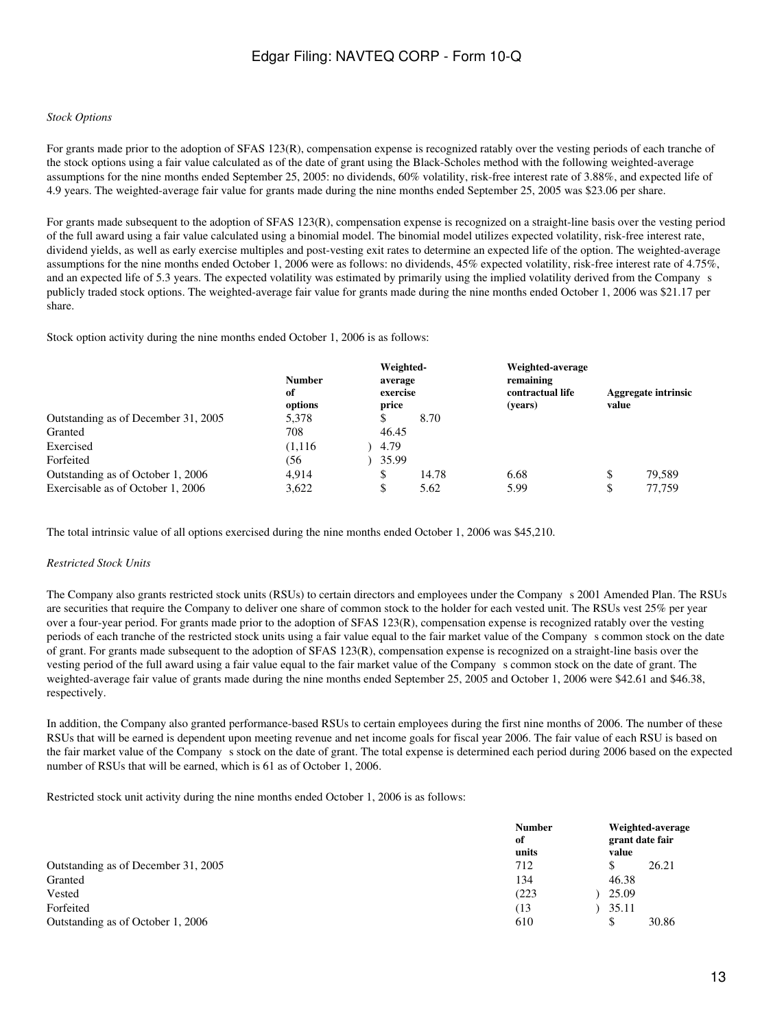*Stock Options*

For grants made prior to the adoption of SFAS 123(R), compensation expense is recognized ratably over the vesting periods of each tranche of the stock options using a fair value calculated as of the date of grant using the Black-Scholes method with the following weighted-average assumptions for the nine months ended September 25, 2005: no dividends, 60% volatility, risk-free interest rate of 3.88%, and expected life of 4.9 years. The weighted-average fair value for grants made during the nine months ended September 25, 2005 was $23.06 per share.

For grants made subsequent to the adoption of SFAS 123(R), compensation expense is recognized on a straight-line basis over the vesting period of the full award using a fair value calculated using a binomial model. The binomial model utilizes expected volatility, risk-free interest rate, dividend yields, as well as early exercise multiples and post-vesting exit rates to determine an expected life of the option. The weighted-average assumptions for the nine months ended October 1, 2006 were as follows: no dividends, 45% expected volatility, risk-free interest rate of 4.75%, and an expected life of 5.3 years. The expected volatility was estimated by primarily using the implied volatility derived from the Company s publicly traded stock options. The weighted-average fair value for grants made during the nine months ended October 1, 2006 was $21.17 per share.

Stock option activity during the nine months ended October 1, 2006 is as follows:

| | Number of options | Weighted-average exercise price | Weighted-average remaining contractual life (years) | Aggregate intrinsic value |
|---|---|---|---|---|
| Outstanding as of December 31, 2005 | 5,378 | $ 8.70 | | |
| Granted | 708 | 46.45 | | |
| Exercised | (1,116) | 4.79 | | |
| Forfeited | (56) | 35.99 | | |
| Outstanding as of October 1, 2006 | 4,914 | $ 14.78 | 6.68 | $ 79,589 |
| Exercisable as of October 1, 2006 | 3,622 | $ 5.62 | 5.99 | $ 77,759 |

The total intrinsic value of all options exercised during the nine months ended October 1, 2006 was $45,210.

*Restricted Stock Units*

The Company also grants restricted stock units (RSUs) to certain directors and employees under the Company s 2001 Amended Plan. The RSUs are securities that require the Company to deliver one share of common stock to the holder for each vested unit. The RSUs vest 25% per year over a four-year period. For grants made prior to the adoption of SFAS 123(R), compensation expense is recognized ratably over the vesting periods of each tranche of the restricted stock units using a fair value equal to the fair market value of the Company s common stock on the date of grant. For grants made subsequent to the adoption of SFAS 123(R), compensation expense is recognized on a straight-line basis over the vesting period of the full award using a fair value equal to the fair market value of the Company s common stock on the date of grant. The weighted-average fair value of grants made during the nine months ended September 25, 2005 and October 1, 2006 were $42.61 and $46.38, respectively.

In addition, the Company also granted performance-based RSUs to certain employees during the first nine months of 2006. The number of these RSUs that will be earned is dependent upon meeting revenue and net income goals for fiscal year 2006. The fair value of each RSU is based on the fair market value of the Company s stock on the date of grant. The total expense is determined each period during 2006 based on the expected number of RSUs that will be earned, which is 61 as of October 1, 2006.

Restricted stock unit activity during the nine months ended October 1, 2006 is as follows:

| | Number of units | Weighted-average grant date fair value |
|---|---|---|
| Outstanding as of December 31, 2005 | 712 | $ 26.21 |
| Granted | 134 | 46.38 |
| Vested | (223) | 25.09 |
| Forfeited | (13) | 35.11 |
| Outstanding as of October 1, 2006 | 610 | $ 30.86 |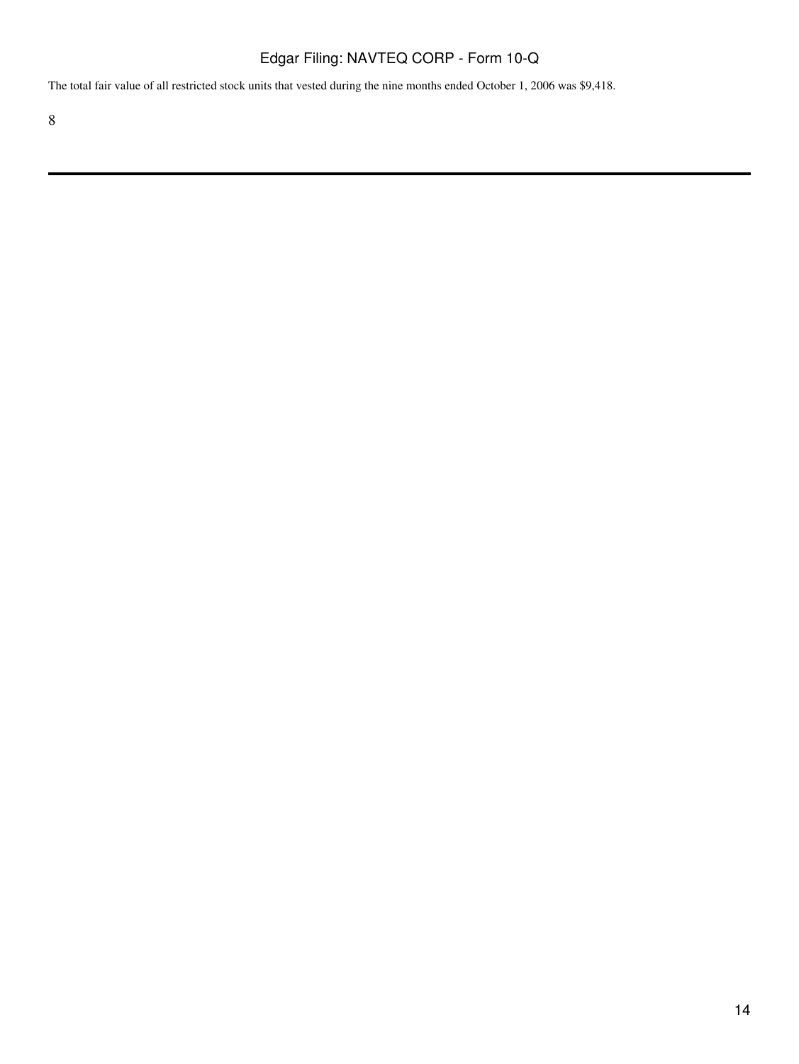The total fair value of all restricted stock units that vested during the nine months ended October 1, 2006 was $9,418.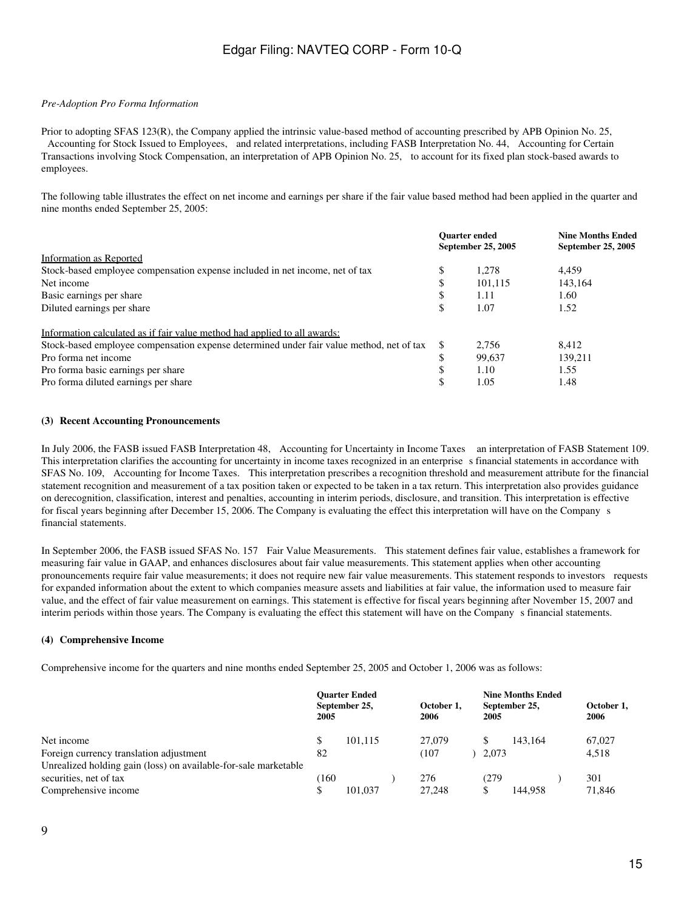*Pre-Adoption Pro Forma Information*

Prior to adopting SFAS 123(R), the Company applied the intrinsic value-based method of accounting prescribed by APB Opinion No. 25, Accounting for Stock Issued to Employees, and related interpretations, including FASB Interpretation No. 44, Accounting for Certain Transactions involving Stock Compensation, an interpretation of APB Opinion No. 25, to account for its fixed plan stock-based awards to employees.

The following table illustrates the effect on net income and earnings per share if the fair value based method had been applied in the quarter and nine months ended September 25, 2005:

| | Quarter ended September 25, 2005 | Nine Months Ended September 25, 2005 |
|---|---|---|
| Information as Reported | | |
| Stock-based employee compensation expense included in net income, net of tax | $ 1,278 | 4,459 |
| Net income | $ 101,115 | 143,164 |
| Basic earnings per share | $ 1.11 | 1.60 |
| Diluted earnings per share | $ 1.07 | 1.52 |
| Information calculated as if fair value method had applied to all awards: | | |
| Stock-based employee compensation expense determined under fair value method, net of tax | $ 2,756 | 8,412 |
| Pro forma net income | $ 99,637 | 139,211 |
| Pro forma basic earnings per share | $ 1.10 | 1.55 |
| Pro forma diluted earnings per share | $ 1.05 | 1.48 |

**(3) Recent Accounting Pronouncements**

In July 2006, the FASB issued FASB Interpretation 48, Accounting for Uncertainty in Income Taxes an interpretation of FASB Statement 109. This interpretation clarifies the accounting for uncertainty in income taxes recognized in an enterprise s financial statements in accordance with SFAS No. 109, Accounting for Income Taxes. This interpretation prescribes a recognition threshold and measurement attribute for the financial statement recognition and measurement of a tax position taken or expected to be taken in a tax return. This interpretation also provides guidance on derecognition, classification, interest and penalties, accounting in interim periods, disclosure, and transition. This interpretation is effective for fiscal years beginning after December 15, 2006. The Company is evaluating the effect this interpretation will have on the Company s financial statements.

In September 2006, the FASB issued SFAS No. 157 Fair Value Measurements. This statement defines fair value, establishes a framework for measuring fair value in GAAP, and enhances disclosures about fair value measurements. This statement applies when other accounting pronouncements require fair value measurements; it does not require new fair value measurements. This statement responds to investors requests for expanded information about the extent to which companies measure assets and liabilities at fair value, the information used to measure fair value, and the effect of fair value measurement on earnings. This statement is effective for fiscal years beginning after November 15, 2007 and interim periods within those years. The Company is evaluating the effect this statement will have on the Company s financial statements.

**(4) Comprehensive Income**

Comprehensive income for the quarters and nine months ended September 25, 2005 and October 1, 2006 was as follows:

| | Quarter Ended | | Nine Months Ended | |
|---|---|---|---|---|
| | September 25, 2005 | October 1, 2006 | September 25, 2005 | October 1, 2006 |
| Net income | $ 101,115 | 27,079 | $ 143,164 | 67,027 |
| Foreign currency translation adjustment | 82 | (107) | 2,073 | 4,518 |
| Unrealized holding gain (loss) on available-for-sale marketable securities, net of tax | (160) | 276 | (279) | 301 |
| Comprehensive income | $ 101,037 | 27,248 | $ 144,958 | 71,846 |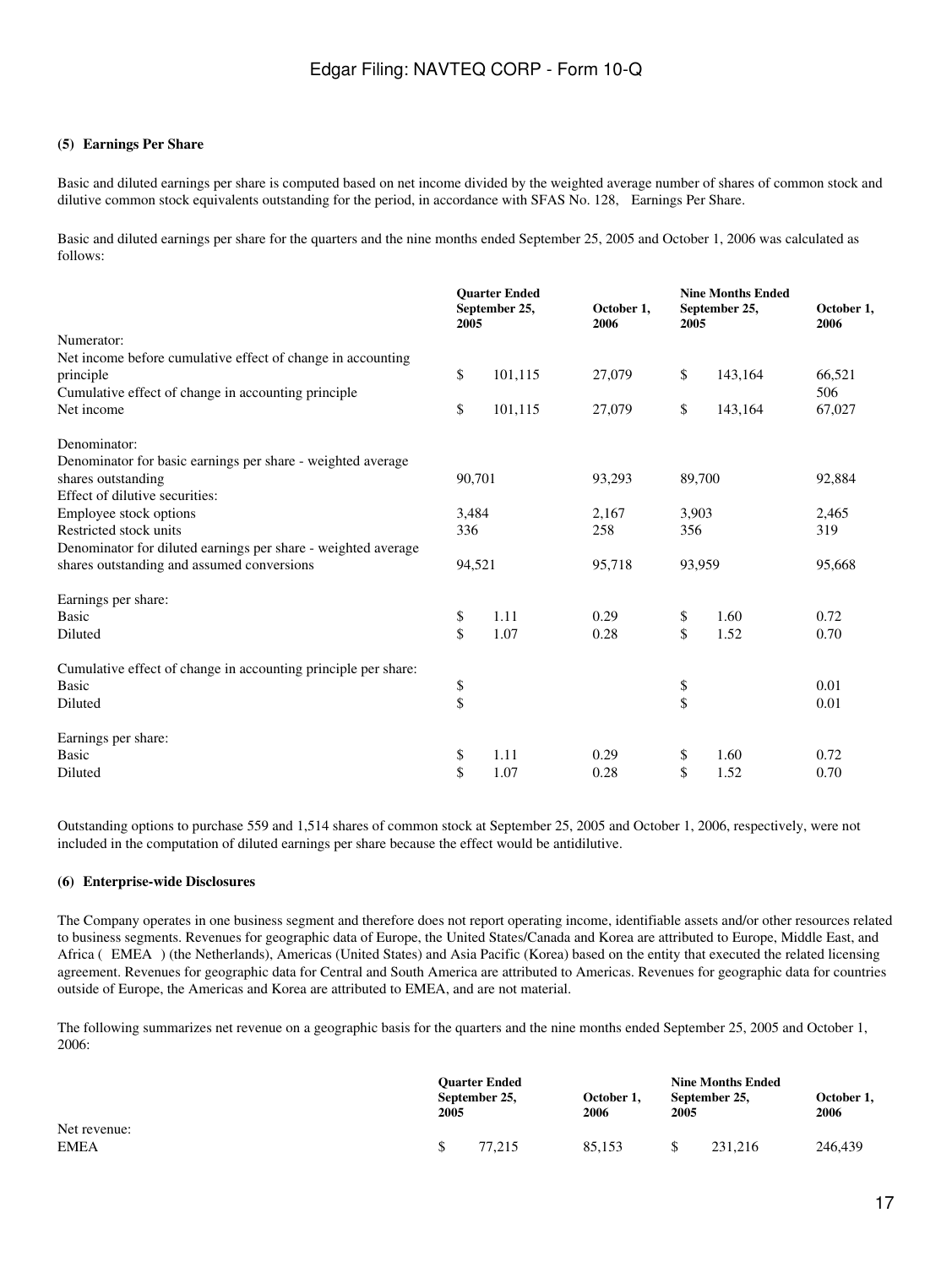### (5) Earnings Per Share

Basic and diluted earnings per share is computed based on net income divided by the weighted average number of shares of common stock and dilutive common stock equivalents outstanding for the period, in accordance with SFAS No. 128, Earnings Per Share.

Basic and diluted earnings per share for the quarters and the nine months ended September 25, 2005 and October 1, 2006 was calculated as follows:

| | Quarter Ended September 25, 2005 | October 1, 2006 | Nine Months Ended September 25, 2005 | October 1, 2006 |
|---|---|---|---|---|
| Numerator: | | | | |
| Net income before cumulative effect of change in accounting principle | $ 101,115 | 27,079 | $ 143,164 | 66,521 |
| Cumulative effect of change in accounting principle | | | | 506 |
| Net income | $ 101,115 | 27,079 | $ 143,164 | 67,027 |
| Denominator: | | | | |
| Denominator for basic earnings per share - weighted average shares outstanding | 90,701 | 93,293 | 89,700 | 92,884 |
| Effect of dilutive securities: | | | | |
| Employee stock options | 3,484 | 2,167 | 3,903 | 2,465 |
| Restricted stock units | 336 | 258 | 356 | 319 |
| Denominator for diluted earnings per share - weighted average shares outstanding and assumed conversions | 94,521 | 95,718 | 93,959 | 95,668 |
| Earnings per share: | | | | |
| Basic | $ 1.11 | 0.29 | $ 1.60 | 0.72 |
| Diluted | $ 1.07 | 0.28 | $ 1.52 | 0.70 |
| Cumulative effect of change in accounting principle per share: | | | | |
| Basic | $ | | $ | 0.01 |
| Diluted | $ | | $ | 0.01 |
| Earnings per share: | | | | |
| Basic | $ 1.11 | 0.29 | $ 1.60 | 0.72 |
| Diluted | $ 1.07 | 0.28 | $ 1.52 | 0.70 |

Outstanding options to purchase 559 and 1,514 shares of common stock at September 25, 2005 and October 1, 2006, respectively, were not included in the computation of diluted earnings per share because the effect would be antidilutive.

### (6) Enterprise-wide Disclosures

The Company operates in one business segment and therefore does not report operating income, identifiable assets and/or other resources related to business segments. Revenues for geographic data of Europe, the United States/Canada and Korea are attributed to Europe, Middle East, and Africa ( EMEA ) (the Netherlands), Americas (United States) and Asia Pacific (Korea) based on the entity that executed the related licensing agreement. Revenues for geographic data for Central and South America are attributed to Americas. Revenues for geographic data for countries outside of Europe, the Americas and Korea are attributed to EMEA, and are not material.

The following summarizes net revenue on a geographic basis for the quarters and the nine months ended September 25, 2005 and October 1, 2006:

| | Quarter Ended September 25, 2005 | October 1, 2006 | Nine Months Ended September 25, 2005 | October 1, 2006 |
|---|---|---|---|---|
| Net revenue: | | | | |
| EMEA | $ 77,215 | 85,153 | $ 231,216 | 246,439 |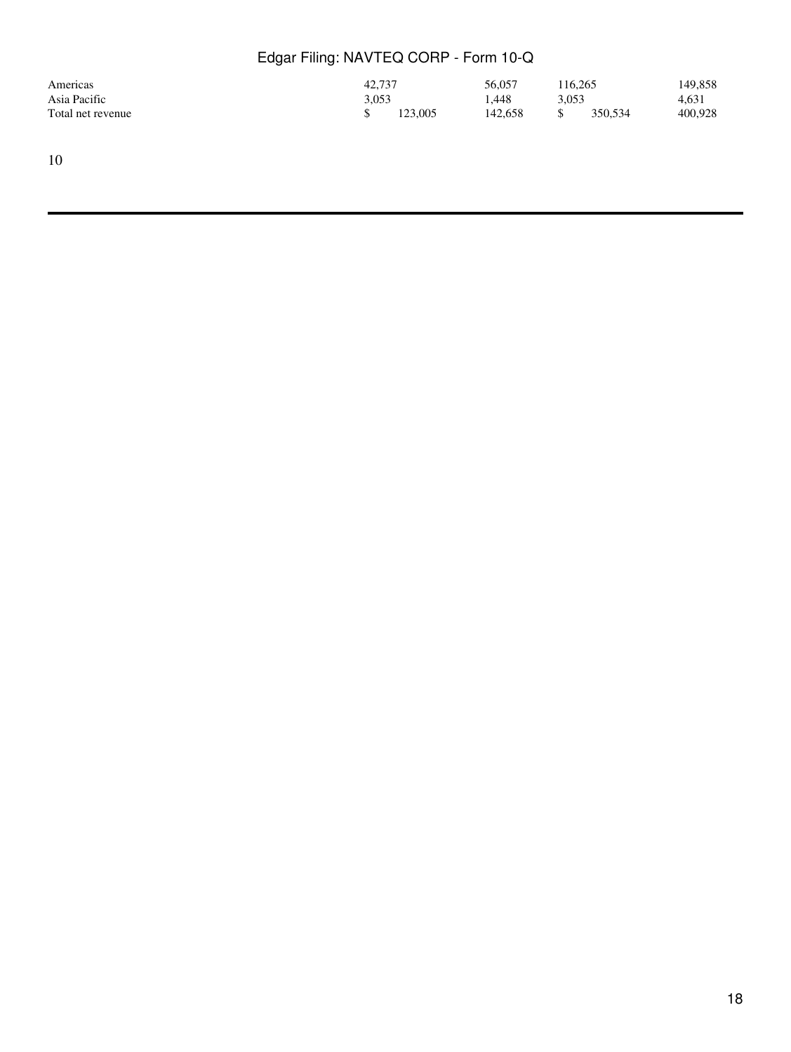| | | | | |
|---|---|---|---|---|
| Americas | 42,737 | 56,057 | 116,265 | 149,858 |
| Asia Pacific | 3,053 | 1,448 | 3,053 | 4,631 |
| Total net revenue | $ 123,005 | 142,658 | $ 350,534 | 400,928 |

10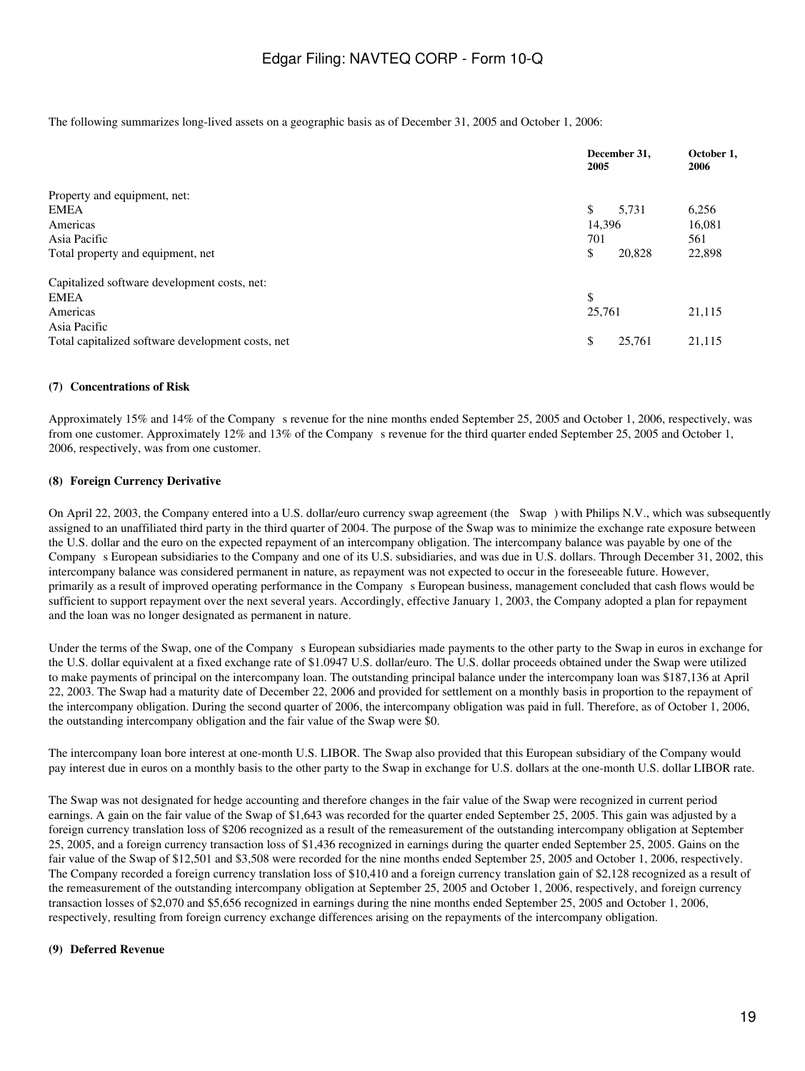The following summarizes long-lived assets on a geographic basis as of December 31, 2005 and October 1, 2006:

| | December 31, 2005 | October 1, 2006 |
|---|---|---|
| Property and equipment, net: | | |
| EMEA | $ 5,731 | 6,256 |
| Americas | 14,396 | 16,081 |
| Asia Pacific | 701 | 561 |
| Total property and equipment, net | $ 20,828 | 22,898 |
| | | |
| Capitalized software development costs, net: | | |
| EMEA | $ | |
| Americas | 25,761 | 21,115 |
| Asia Pacific | | |
| Total capitalized software development costs, net | $ 25,761 | 21,115 |

**(7) Concentrations of Risk**

Approximately 15% and 14% of the Company s revenue for the nine months ended September 25, 2005 and October 1, 2006, respectively, was from one customer. Approximately 12% and 13% of the Company s revenue for the third quarter ended September 25, 2005 and October 1, 2006, respectively, was from one customer.

**(8) Foreign Currency Derivative**

On April 22, 2003, the Company entered into a U.S. dollar/euro currency swap agreement (the Swap ) with Philips N.V., which was subsequently assigned to an unaffiliated third party in the third quarter of 2004. The purpose of the Swap was to minimize the exchange rate exposure between the U.S. dollar and the euro on the expected repayment of an intercompany obligation. The intercompany balance was payable by one of the Company s European subsidiaries to the Company and one of its U.S. subsidiaries, and was due in U.S. dollars. Through December 31, 2002, this intercompany balance was considered permanent in nature, as repayment was not expected to occur in the foreseeable future. However, primarily as a result of improved operating performance in the Company s European business, management concluded that cash flows would be sufficient to support repayment over the next several years. Accordingly, effective January 1, 2003, the Company adopted a plan for repayment and the loan was no longer designated as permanent in nature.

Under the terms of the Swap, one of the Company s European subsidiaries made payments to the other party to the Swap in euros in exchange for the U.S. dollar equivalent at a fixed exchange rate of $1.0947 U.S. dollar/euro. The U.S. dollar proceeds obtained under the Swap were utilized to make payments of principal on the intercompany loan. The outstanding principal balance under the intercompany loan was $187,136 at April 22, 2003. The Swap had a maturity date of December 22, 2006 and provided for settlement on a monthly basis in proportion to the repayment of the intercompany obligation. During the second quarter of 2006, the intercompany obligation was paid in full. Therefore, as of October 1, 2006, the outstanding intercompany obligation and the fair value of the Swap were $0.

The intercompany loan bore interest at one-month U.S. LIBOR. The Swap also provided that this European subsidiary of the Company would pay interest due in euros on a monthly basis to the other party to the Swap in exchange for U.S. dollars at the one-month U.S. dollar LIBOR rate.

The Swap was not designated for hedge accounting and therefore changes in the fair value of the Swap were recognized in current period earnings. A gain on the fair value of the Swap of $1,643 was recorded for the quarter ended September 25, 2005. This gain was adjusted by a foreign currency translation loss of $206 recognized as a result of the remeasurement of the outstanding intercompany obligation at September 25, 2005, and a foreign currency transaction loss of $1,436 recognized in earnings during the quarter ended September 25, 2005. Gains on the fair value of the Swap of $12,501 and $3,508 were recorded for the nine months ended September 25, 2005 and October 1, 2006, respectively. The Company recorded a foreign currency translation loss of $10,410 and a foreign currency translation gain of $2,128 recognized as a result of the remeasurement of the outstanding intercompany obligation at September 25, 2005 and October 1, 2006, respectively, and foreign currency transaction losses of $2,070 and $5,656 recognized in earnings during the nine months ended September 25, 2005 and October 1, 2006, respectively, resulting from foreign currency exchange differences arising on the repayments of the intercompany obligation.

**(9) Deferred Revenue**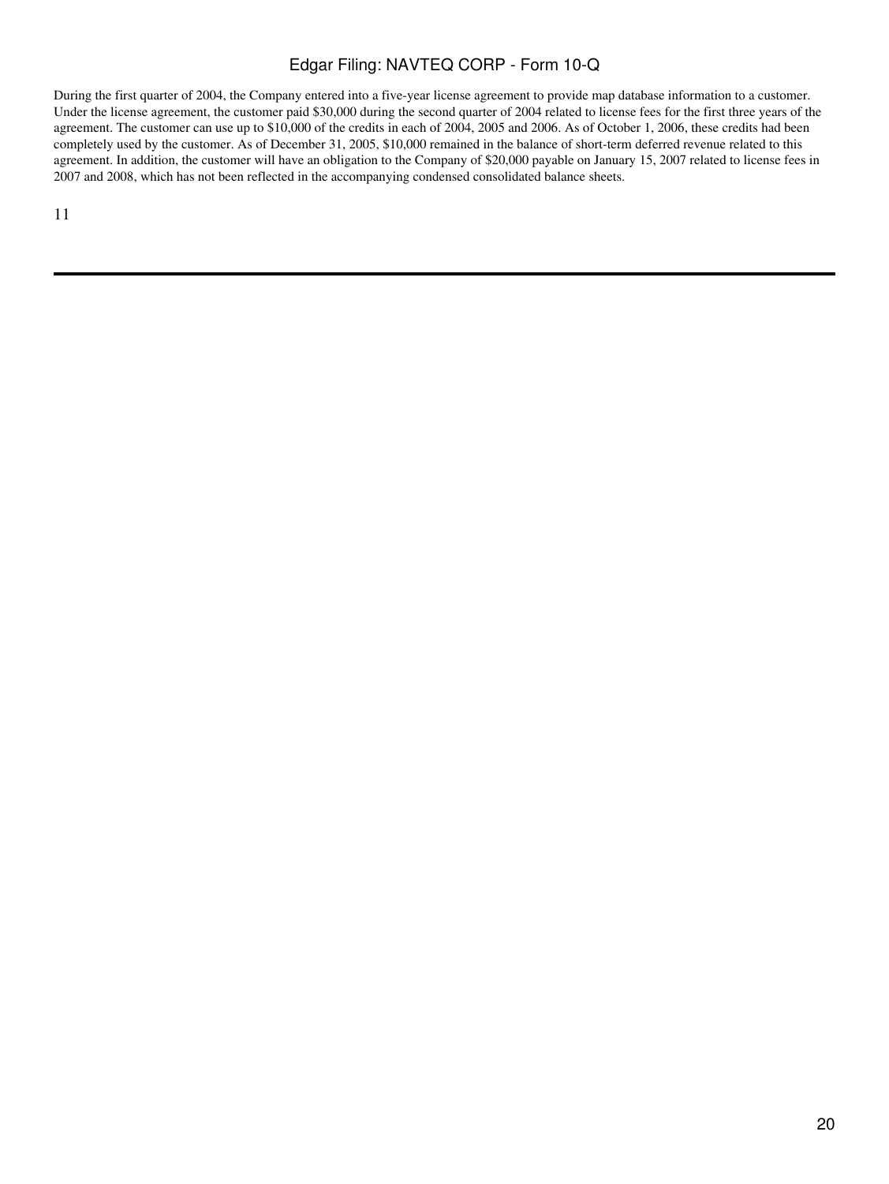During the first quarter of 2004, the Company entered into a five-year license agreement to provide map database information to a customer. Under the license agreement, the customer paid $30,000 during the second quarter of 2004 related to license fees for the first three years of the agreement. The customer can use up to $10,000 of the credits in each of 2004, 2005 and 2006. As of October 1, 2006, these credits had been completely used by the customer. As of December 31, 2005, $10,000 remained in the balance of short-term deferred revenue related to this agreement. In addition, the customer will have an obligation to the Company of $20,000 payable on January 15, 2007 related to license fees in 2007 and 2008, which has not been reflected in the accompanying condensed consolidated balance sheets.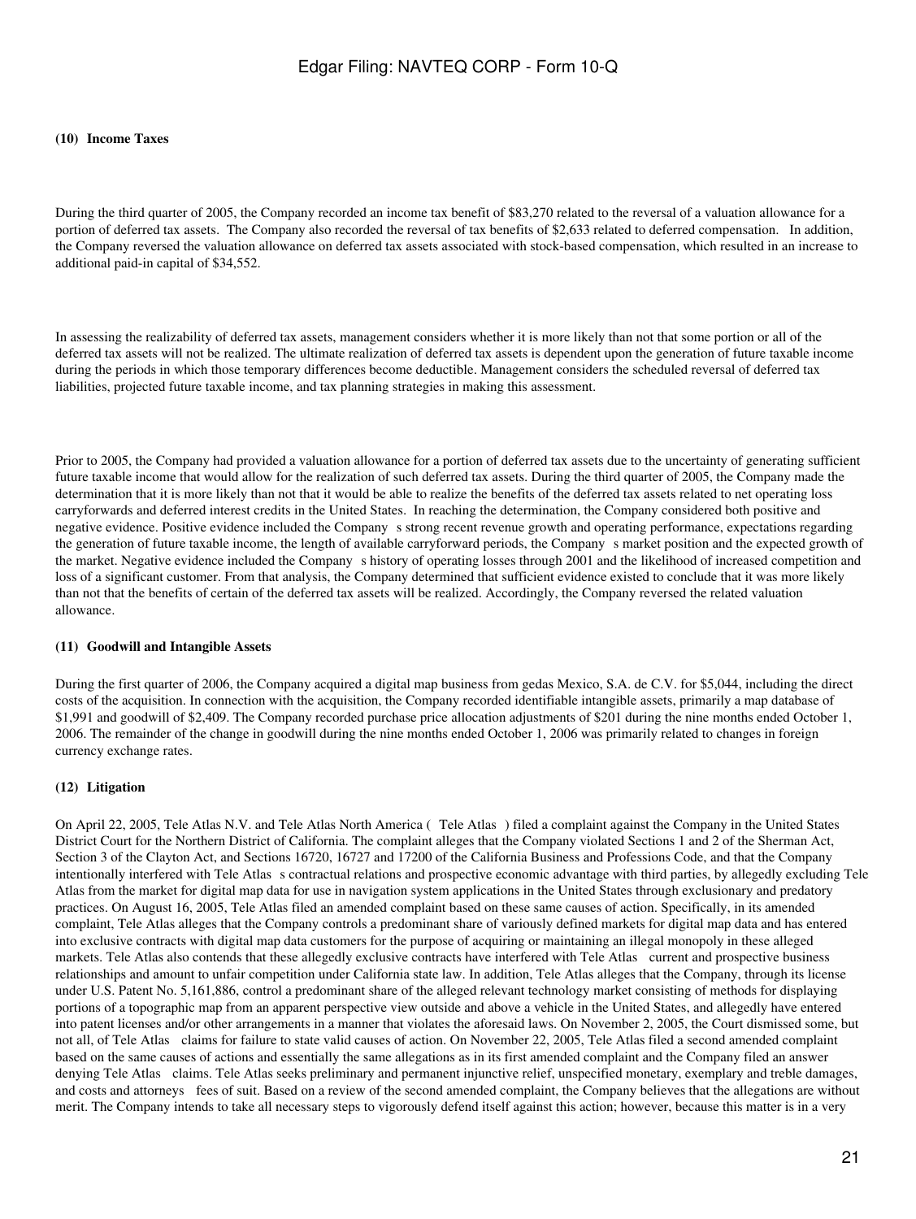**(10) Income Taxes**

During the third quarter of 2005, the Company recorded an income tax benefit of $83,270 related to the reversal of a valuation allowance for a portion of deferred tax assets. The Company also recorded the reversal of tax benefits of $2,633 related to deferred compensation. In addition, the Company reversed the valuation allowance on deferred tax assets associated with stock-based compensation, which resulted in an increase to additional paid-in capital of $34,552.

In assessing the realizability of deferred tax assets, management considers whether it is more likely than not that some portion or all of the deferred tax assets will not be realized. The ultimate realization of deferred tax assets is dependent upon the generation of future taxable income during the periods in which those temporary differences become deductible. Management considers the scheduled reversal of deferred tax liabilities, projected future taxable income, and tax planning strategies in making this assessment.

Prior to 2005, the Company had provided a valuation allowance for a portion of deferred tax assets due to the uncertainty of generating sufficient future taxable income that would allow for the realization of such deferred tax assets. During the third quarter of 2005, the Company made the determination that it is more likely than not that it would be able to realize the benefits of the deferred tax assets related to net operating loss carryforwards and deferred interest credits in the United States. In reaching the determination, the Company considered both positive and negative evidence. Positive evidence included the Company s strong recent revenue growth and operating performance, expectations regarding the generation of future taxable income, the length of available carryforward periods, the Company s market position and the expected growth of the market. Negative evidence included the Company s history of operating losses through 2001 and the likelihood of increased competition and loss of a significant customer. From that analysis, the Company determined that sufficient evidence existed to conclude that it was more likely than not that the benefits of certain of the deferred tax assets will be realized. Accordingly, the Company reversed the related valuation allowance.

**(11) Goodwill and Intangible Assets**

During the first quarter of 2006, the Company acquired a digital map business from gedas Mexico, S.A. de C.V. for $5,044, including the direct costs of the acquisition. In connection with the acquisition, the Company recorded identifiable intangible assets, primarily a map database of $1,991 and goodwill of $2,409. The Company recorded purchase price allocation adjustments of $201 during the nine months ended October 1, 2006. The remainder of the change in goodwill during the nine months ended October 1, 2006 was primarily related to changes in foreign currency exchange rates.

**(12) Litigation**

On April 22, 2005, Tele Atlas N.V. and Tele Atlas North America ( Tele Atlas ) filed a complaint against the Company in the United States District Court for the Northern District of California. The complaint alleges that the Company violated Sections 1 and 2 of the Sherman Act, Section 3 of the Clayton Act, and Sections 16720, 16727 and 17200 of the California Business and Professions Code, and that the Company intentionally interfered with Tele Atlas s contractual relations and prospective economic advantage with third parties, by allegedly excluding Tele Atlas from the market for digital map data for use in navigation system applications in the United States through exclusionary and predatory practices. On August 16, 2005, Tele Atlas filed an amended complaint based on these same causes of action. Specifically, in its amended complaint, Tele Atlas alleges that the Company controls a predominant share of variously defined markets for digital map data and has entered into exclusive contracts with digital map data customers for the purpose of acquiring or maintaining an illegal monopoly in these alleged markets. Tele Atlas also contends that these allegedly exclusive contracts have interfered with Tele Atlas current and prospective business relationships and amount to unfair competition under California state law. In addition, Tele Atlas alleges that the Company, through its license under U.S. Patent No. 5,161,886, control a predominant share of the alleged relevant technology market consisting of methods for displaying portions of a topographic map from an apparent perspective view outside and above a vehicle in the United States, and allegedly have entered into patent licenses and/or other arrangements in a manner that violates the aforesaid laws. On November 2, 2005, the Court dismissed some, but not all, of Tele Atlas claims for failure to state valid causes of action. On November 22, 2005, Tele Atlas filed a second amended complaint based on the same causes of actions and essentially the same allegations as in its first amended complaint and the Company filed an answer denying Tele Atlas claims. Tele Atlas seeks preliminary and permanent injunctive relief, unspecified monetary, exemplary and treble damages, and costs and attorneys fees of suit. Based on a review of the second amended complaint, the Company believes that the allegations are without merit. The Company intends to take all necessary steps to vigorously defend itself against this action; however, because this matter is in a very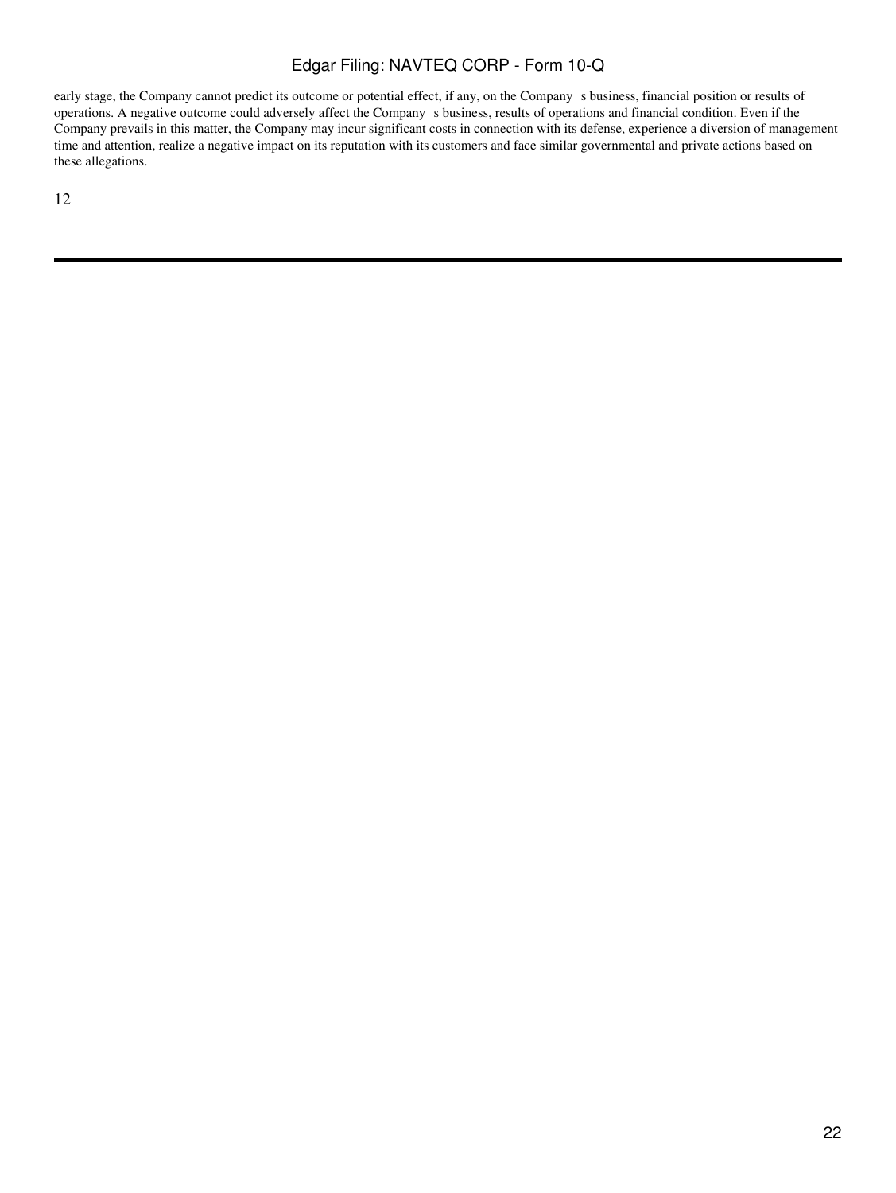early stage, the Company cannot predict its outcome or potential effect, if any, on the Company s business, financial position or results of operations. A negative outcome could adversely affect the Company s business, results of operations and financial condition. Even if the Company prevails in this matter, the Company may incur significant costs in connection with its defense, experience a diversion of management time and attention, realize a negative impact on its reputation with its customers and face similar governmental and private actions based on these allegations.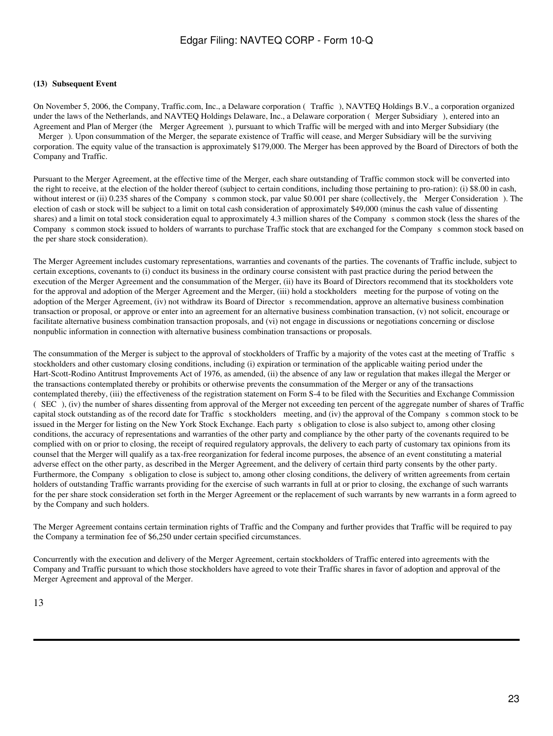**(13) Subsequent Event**

On November 5, 2006, the Company, Traffic.com, Inc., a Delaware corporation ( Traffic ), NAVTEQ Holdings B.V., a corporation organized under the laws of the Netherlands, and NAVTEQ Holdings Delaware, Inc., a Delaware corporation ( Merger Subsidiary ), entered into an Agreement and Plan of Merger (the Merger Agreement ), pursuant to which Traffic will be merged with and into Merger Subsidiary (the Merger ). Upon consummation of the Merger, the separate existence of Traffic will cease, and Merger Subsidiary will be the surviving corporation. The equity value of the transaction is approximately $179,000. The Merger has been approved by the Board of Directors of both the Company and Traffic.

Pursuant to the Merger Agreement, at the effective time of the Merger, each share outstanding of Traffic common stock will be converted into the right to receive, at the election of the holder thereof (subject to certain conditions, including those pertaining to pro-ration): (i) $8.00 in cash, without interest or (ii) 0.235 shares of the Company s common stock, par value $0.001 per share (collectively, the Merger Consideration ). The election of cash or stock will be subject to a limit on total cash consideration of approximately $49,000 (minus the cash value of dissenting shares) and a limit on total stock consideration equal to approximately 4.3 million shares of the Company s common stock (less the shares of the Company s common stock issued to holders of warrants to purchase Traffic stock that are exchanged for the Company s common stock based on the per share stock consideration).

The Merger Agreement includes customary representations, warranties and covenants of the parties. The covenants of Traffic include, subject to certain exceptions, covenants to (i) conduct its business in the ordinary course consistent with past practice during the period between the execution of the Merger Agreement and the consummation of the Merger, (ii) have its Board of Directors recommend that its stockholders vote for the approval and adoption of the Merger Agreement and the Merger, (iii) hold a stockholders meeting for the purpose of voting on the adoption of the Merger Agreement, (iv) not withdraw its Board of Director s recommendation, approve an alternative business combination transaction or proposal, or approve or enter into an agreement for an alternative business combination transaction, (v) not solicit, encourage or facilitate alternative business combination transaction proposals, and (vi) not engage in discussions or negotiations concerning or disclose nonpublic information in connection with alternative business combination transactions or proposals.

The consummation of the Merger is subject to the approval of stockholders of Traffic by a majority of the votes cast at the meeting of Traffic s stockholders and other customary closing conditions, including (i) expiration or termination of the applicable waiting period under the Hart-Scott-Rodino Antitrust Improvements Act of 1976, as amended, (ii) the absence of any law or regulation that makes illegal the Merger or the transactions contemplated thereby or prohibits or otherwise prevents the consummation of the Merger or any of the transactions contemplated thereby, (iii) the effectiveness of the registration statement on Form S-4 to be filed with the Securities and Exchange Commission ( SEC ), (iv) the number of shares dissenting from approval of the Merger not exceeding ten percent of the aggregate number of shares of Traffic capital stock outstanding as of the record date for Traffic s stockholders meeting, and (iv) the approval of the Company s common stock to be issued in the Merger for listing on the New York Stock Exchange. Each party s obligation to close is also subject to, among other closing conditions, the accuracy of representations and warranties of the other party and compliance by the other party of the covenants required to be complied with on or prior to closing, the receipt of required regulatory approvals, the delivery to each party of customary tax opinions from its counsel that the Merger will qualify as a tax-free reorganization for federal income purposes, the absence of an event constituting a material adverse effect on the other party, as described in the Merger Agreement, and the delivery of certain third party consents by the other party. Furthermore, the Company s obligation to close is subject to, among other closing conditions, the delivery of written agreements from certain holders of outstanding Traffic warrants providing for the exercise of such warrants in full at or prior to closing, the exchange of such warrants for the per share stock consideration set forth in the Merger Agreement or the replacement of such warrants by new warrants in a form agreed to by the Company and such holders.

The Merger Agreement contains certain termination rights of Traffic and the Company and further provides that Traffic will be required to pay the Company a termination fee of $6,250 under certain specified circumstances.

Concurrently with the execution and delivery of the Merger Agreement, certain stockholders of Traffic entered into agreements with the Company and Traffic pursuant to which those stockholders have agreed to vote their Traffic shares in favor of adoption and approval of the Merger Agreement and approval of the Merger.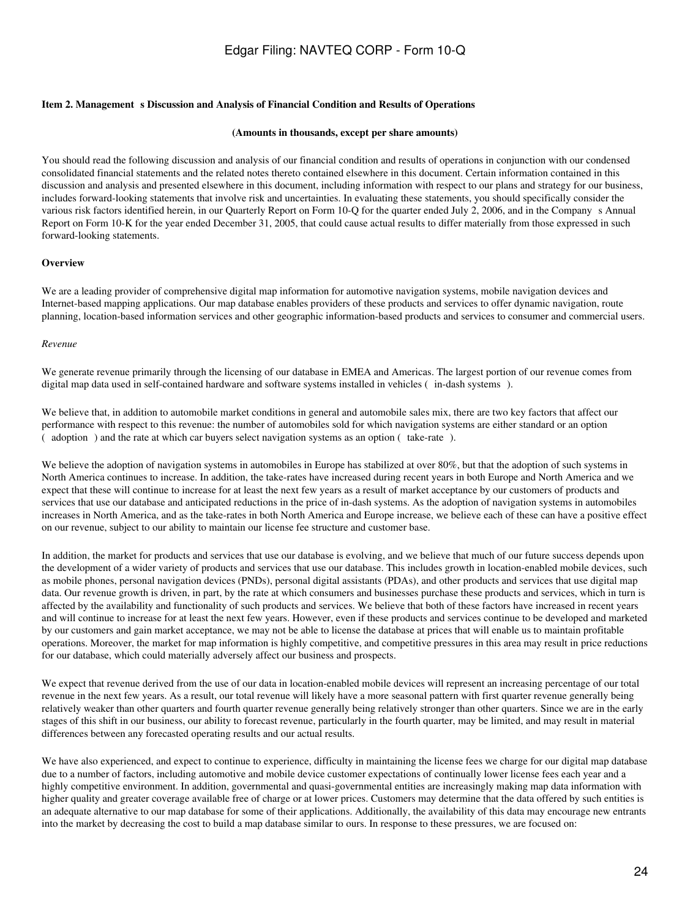**Item 2. Management s Discussion and Analysis of Financial Condition and Results of Operations**

**(Amounts in thousands, except per share amounts)**

You should read the following discussion and analysis of our financial condition and results of operations in conjunction with our condensed consolidated financial statements and the related notes thereto contained elsewhere in this document. Certain information contained in this discussion and analysis and presented elsewhere in this document, including information with respect to our plans and strategy for our business, includes forward-looking statements that involve risk and uncertainties. In evaluating these statements, you should specifically consider the various risk factors identified herein, in our Quarterly Report on Form 10-Q for the quarter ended July 2, 2006, and in the Company s Annual Report on Form 10-K for the year ended December 31, 2005, that could cause actual results to differ materially from those expressed in such forward-looking statements.

**Overview**

We are a leading provider of comprehensive digital map information for automotive navigation systems, mobile navigation devices and Internet-based mapping applications. Our map database enables providers of these products and services to offer dynamic navigation, route planning, location-based information services and other geographic information-based products and services to consumer and commercial users.

*Revenue*

We generate revenue primarily through the licensing of our database in EMEA and Americas. The largest portion of our revenue comes from digital map data used in self-contained hardware and software systems installed in vehicles ( in-dash systems ).

We believe that, in addition to automobile market conditions in general and automobile sales mix, there are two key factors that affect our performance with respect to this revenue: the number of automobiles sold for which navigation systems are either standard or an option ( adoption ) and the rate at which car buyers select navigation systems as an option ( take-rate ).

We believe the adoption of navigation systems in automobiles in Europe has stabilized at over 80%, but that the adoption of such systems in North America continues to increase. In addition, the take-rates have increased during recent years in both Europe and North America and we expect that these will continue to increase for at least the next few years as a result of market acceptance by our customers of products and services that use our database and anticipated reductions in the price of in-dash systems. As the adoption of navigation systems in automobiles increases in North America, and as the take-rates in both North America and Europe increase, we believe each of these can have a positive effect on our revenue, subject to our ability to maintain our license fee structure and customer base.

In addition, the market for products and services that use our database is evolving, and we believe that much of our future success depends upon the development of a wider variety of products and services that use our database. This includes growth in location-enabled mobile devices, such as mobile phones, personal navigation devices (PNDs), personal digital assistants (PDAs), and other products and services that use digital map data. Our revenue growth is driven, in part, by the rate at which consumers and businesses purchase these products and services, which in turn is affected by the availability and functionality of such products and services. We believe that both of these factors have increased in recent years and will continue to increase for at least the next few years. However, even if these products and services continue to be developed and marketed by our customers and gain market acceptance, we may not be able to license the database at prices that will enable us to maintain profitable operations. Moreover, the market for map information is highly competitive, and competitive pressures in this area may result in price reductions for our database, which could materially adversely affect our business and prospects.

We expect that revenue derived from the use of our data in location-enabled mobile devices will represent an increasing percentage of our total revenue in the next few years. As a result, our total revenue will likely have a more seasonal pattern with first quarter revenue generally being relatively weaker than other quarters and fourth quarter revenue generally being relatively stronger than other quarters. Since we are in the early stages of this shift in our business, our ability to forecast revenue, particularly in the fourth quarter, may be limited, and may result in material differences between any forecasted operating results and our actual results.

We have also experienced, and expect to continue to experience, difficulty in maintaining the license fees we charge for our digital map database due to a number of factors, including automotive and mobile device customer expectations of continually lower license fees each year and a highly competitive environment. In addition, governmental and quasi-governmental entities are increasingly making map data information with higher quality and greater coverage available free of charge or at lower prices. Customers may determine that the data offered by such entities is an adequate alternative to our map database for some of their applications. Additionally, the availability of this data may encourage new entrants into the market by decreasing the cost to build a map database similar to ours. In response to these pressures, we are focused on: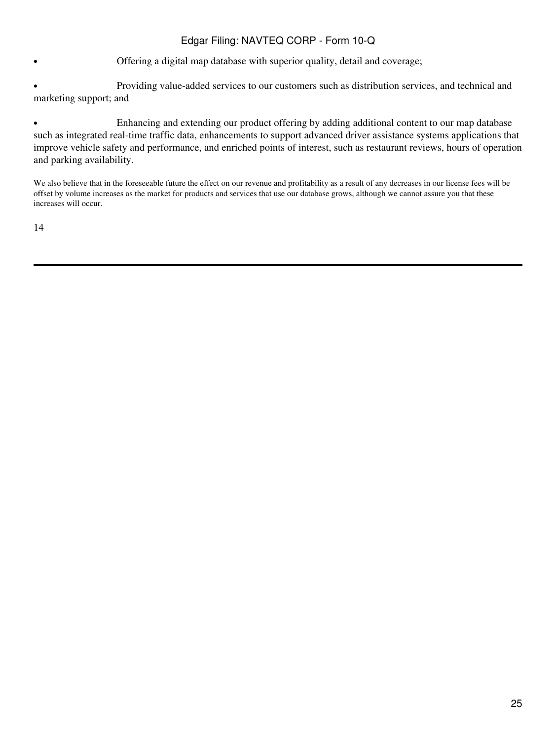- Offering a digital map database with superior quality, detail and coverage;
- Providing value-added services to our customers such as distribution services, and technical and marketing support; and
- Enhancing and extending our product offering by adding additional content to our map database such as integrated real-time traffic data, enhancements to support advanced driver assistance systems applications that improve vehicle safety and performance, and enriched points of interest, such as restaurant reviews, hours of operation and parking availability.

We also believe that in the foreseeable future the effect on our revenue and profitability as a result of any decreases in our license fees will be offset by volume increases as the market for products and services that use our database grows, although we cannot assure you that these increases will occur.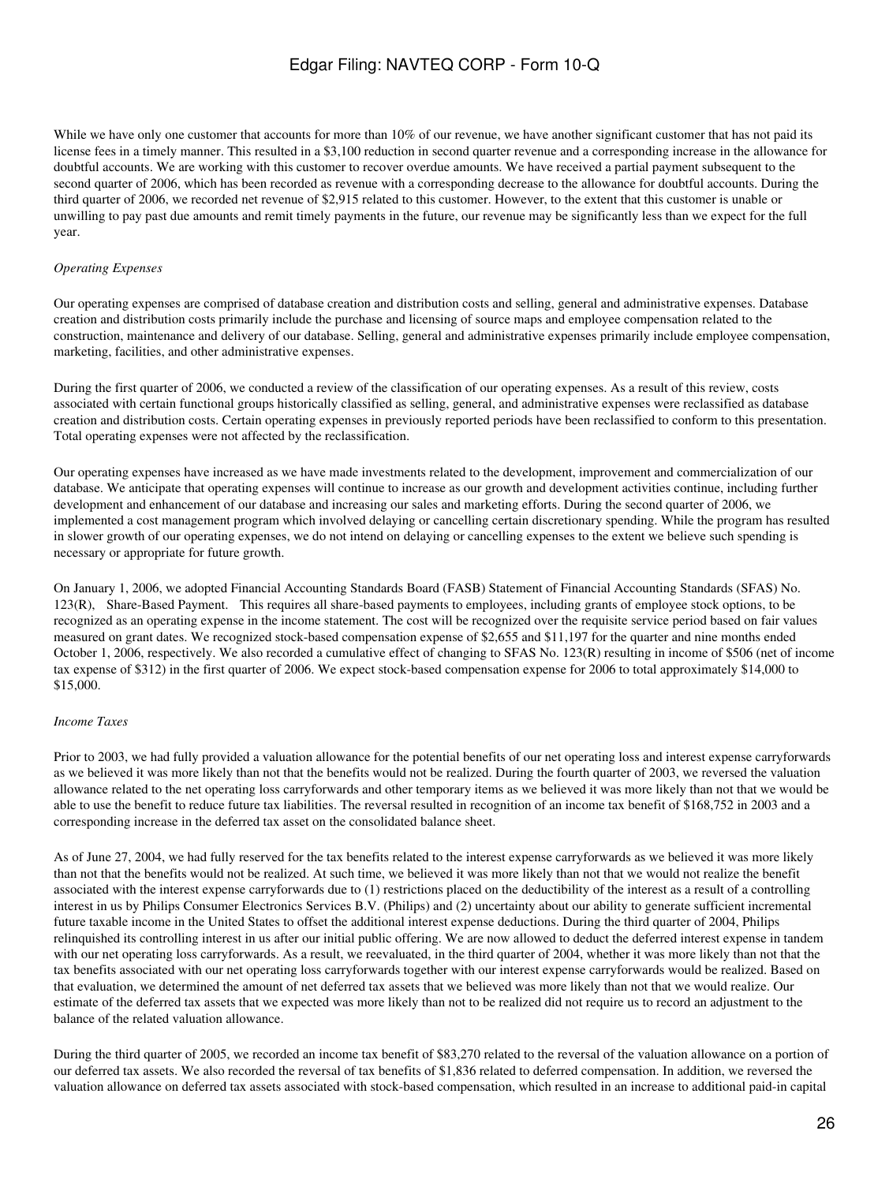While we have only one customer that accounts for more than 10% of our revenue, we have another significant customer that has not paid its license fees in a timely manner. This resulted in a $3,100 reduction in second quarter revenue and a corresponding increase in the allowance for doubtful accounts. We are working with this customer to recover overdue amounts. We have received a partial payment subsequent to the second quarter of 2006, which has been recorded as revenue with a corresponding decrease to the allowance for doubtful accounts. During the third quarter of 2006, we recorded net revenue of $2,915 related to this customer. However, to the extent that this customer is unable or unwilling to pay past due amounts and remit timely payments in the future, our revenue may be significantly less than we expect for the full year.

*Operating Expenses*

Our operating expenses are comprised of database creation and distribution costs and selling, general and administrative expenses. Database creation and distribution costs primarily include the purchase and licensing of source maps and employee compensation related to the construction, maintenance and delivery of our database. Selling, general and administrative expenses primarily include employee compensation, marketing, facilities, and other administrative expenses.

During the first quarter of 2006, we conducted a review of the classification of our operating expenses. As a result of this review, costs associated with certain functional groups historically classified as selling, general, and administrative expenses were reclassified as database creation and distribution costs. Certain operating expenses in previously reported periods have been reclassified to conform to this presentation. Total operating expenses were not affected by the reclassification.

Our operating expenses have increased as we have made investments related to the development, improvement and commercialization of our database. We anticipate that operating expenses will continue to increase as our growth and development activities continue, including further development and enhancement of our database and increasing our sales and marketing efforts. During the second quarter of 2006, we implemented a cost management program which involved delaying or cancelling certain discretionary spending. While the program has resulted in slower growth of our operating expenses, we do not intend on delaying or cancelling expenses to the extent we believe such spending is necessary or appropriate for future growth.

On January 1, 2006, we adopted Financial Accounting Standards Board (FASB) Statement of Financial Accounting Standards (SFAS) No. 123(R), Share-Based Payment. This requires all share-based payments to employees, including grants of employee stock options, to be recognized as an operating expense in the income statement. The cost will be recognized over the requisite service period based on fair values measured on grant dates. We recognized stock-based compensation expense of $2,655 and $11,197 for the quarter and nine months ended October 1, 2006, respectively. We also recorded a cumulative effect of changing to SFAS No. 123(R) resulting in income of $506 (net of income tax expense of $312) in the first quarter of 2006. We expect stock-based compensation expense for 2006 to total approximately $14,000 to $15,000.

*Income Taxes*

Prior to 2003, we had fully provided a valuation allowance for the potential benefits of our net operating loss and interest expense carryforwards as we believed it was more likely than not that the benefits would not be realized. During the fourth quarter of 2003, we reversed the valuation allowance related to the net operating loss carryforwards and other temporary items as we believed it was more likely than not that we would be able to use the benefit to reduce future tax liabilities. The reversal resulted in recognition of an income tax benefit of $168,752 in 2003 and a corresponding increase in the deferred tax asset on the consolidated balance sheet.

As of June 27, 2004, we had fully reserved for the tax benefits related to the interest expense carryforwards as we believed it was more likely than not that the benefits would not be realized. At such time, we believed it was more likely than not that we would not realize the benefit associated with the interest expense carryforwards due to (1) restrictions placed on the deductibility of the interest as a result of a controlling interest in us by Philips Consumer Electronics Services B.V. (Philips) and (2) uncertainty about our ability to generate sufficient incremental future taxable income in the United States to offset the additional interest expense deductions. During the third quarter of 2004, Philips relinquished its controlling interest in us after our initial public offering. We are now allowed to deduct the deferred interest expense in tandem with our net operating loss carryforwards. As a result, we reevaluated, in the third quarter of 2004, whether it was more likely than not that the tax benefits associated with our net operating loss carryforwards together with our interest expense carryforwards would be realized. Based on that evaluation, we determined the amount of net deferred tax assets that we believed was more likely than not that we would realize. Our estimate of the deferred tax assets that we expected was more likely than not to be realized did not require us to record an adjustment to the balance of the related valuation allowance.

During the third quarter of 2005, we recorded an income tax benefit of $83,270 related to the reversal of the valuation allowance on a portion of our deferred tax assets. We also recorded the reversal of tax benefits of $1,836 related to deferred compensation. In addition, we reversed the valuation allowance on deferred tax assets associated with stock-based compensation, which resulted in an increase to additional paid-in capital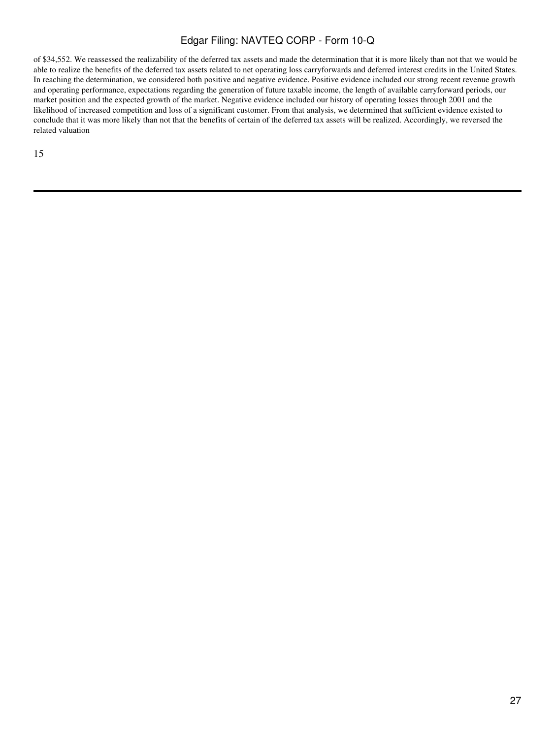of $34,552. We reassessed the realizability of the deferred tax assets and made the determination that it is more likely than not that we would be able to realize the benefits of the deferred tax assets related to net operating loss carryforwards and deferred interest credits in the United States. In reaching the determination, we considered both positive and negative evidence. Positive evidence included our strong recent revenue growth and operating performance, expectations regarding the generation of future taxable income, the length of available carryforward periods, our market position and the expected growth of the market. Negative evidence included our history of operating losses through 2001 and the likelihood of increased competition and loss of a significant customer. From that analysis, we determined that sufficient evidence existed to conclude that it was more likely than not that the benefits of certain of the deferred tax assets will be realized. Accordingly, we reversed the related valuation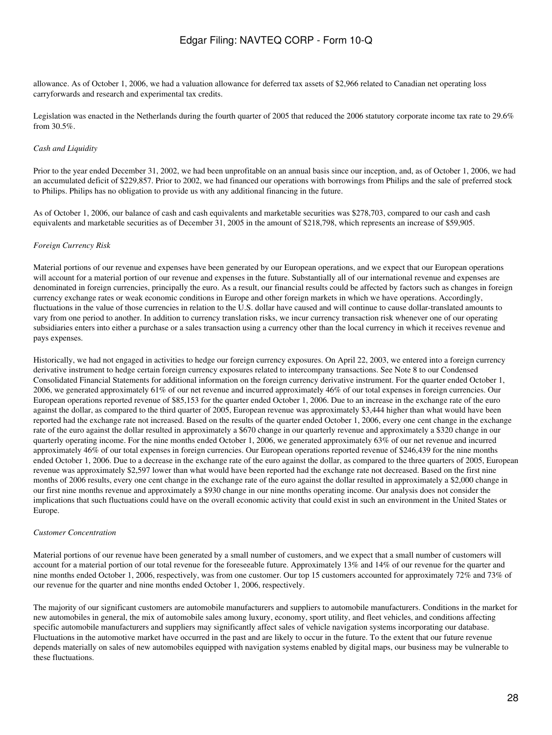allowance. As of October 1, 2006, we had a valuation allowance for deferred tax assets of $2,966 related to Canadian net operating loss carryforwards and research and experimental tax credits.

Legislation was enacted in the Netherlands during the fourth quarter of 2005 that reduced the 2006 statutory corporate income tax rate to 29.6% from 30.5%.

*Cash and Liquidity*

Prior to the year ended December 31, 2002, we had been unprofitable on an annual basis since our inception, and, as of October 1, 2006, we had an accumulated deficit of $229,857. Prior to 2002, we had financed our operations with borrowings from Philips and the sale of preferred stock to Philips. Philips has no obligation to provide us with any additional financing in the future.

As of October 1, 2006, our balance of cash and cash equivalents and marketable securities was $278,703, compared to our cash and cash equivalents and marketable securities as of December 31, 2005 in the amount of $218,798, which represents an increase of $59,905.

*Foreign Currency Risk*

Material portions of our revenue and expenses have been generated by our European operations, and we expect that our European operations will account for a material portion of our revenue and expenses in the future. Substantially all of our international revenue and expenses are denominated in foreign currencies, principally the euro. As a result, our financial results could be affected by factors such as changes in foreign currency exchange rates or weak economic conditions in Europe and other foreign markets in which we have operations. Accordingly, fluctuations in the value of those currencies in relation to the U.S. dollar have caused and will continue to cause dollar-translated amounts to vary from one period to another. In addition to currency translation risks, we incur currency transaction risk whenever one of our operating subsidiaries enters into either a purchase or a sales transaction using a currency other than the local currency in which it receives revenue and pays expenses.

Historically, we had not engaged in activities to hedge our foreign currency exposures. On April 22, 2003, we entered into a foreign currency derivative instrument to hedge certain foreign currency exposures related to intercompany transactions. See Note 8 to our Condensed Consolidated Financial Statements for additional information on the foreign currency derivative instrument. For the quarter ended October 1, 2006, we generated approximately 61% of our net revenue and incurred approximately 46% of our total expenses in foreign currencies. Our European operations reported revenue of $85,153 for the quarter ended October 1, 2006. Due to an increase in the exchange rate of the euro against the dollar, as compared to the third quarter of 2005, European revenue was approximately $3,444 higher than what would have been reported had the exchange rate not increased. Based on the results of the quarter ended October 1, 2006, every one cent change in the exchange rate of the euro against the dollar resulted in approximately a $670 change in our quarterly revenue and approximately a $320 change in our quarterly operating income. For the nine months ended October 1, 2006, we generated approximately 63% of our net revenue and incurred approximately 46% of our total expenses in foreign currencies. Our European operations reported revenue of $246,439 for the nine months ended October 1, 2006. Due to a decrease in the exchange rate of the euro against the dollar, as compared to the three quarters of 2005, European revenue was approximately $2,597 lower than what would have been reported had the exchange rate not decreased. Based on the first nine months of 2006 results, every one cent change in the exchange rate of the euro against the dollar resulted in approximately a $2,000 change in our first nine months revenue and approximately a $930 change in our nine months operating income. Our analysis does not consider the implications that such fluctuations could have on the overall economic activity that could exist in such an environment in the United States or Europe.

*Customer Concentration*

Material portions of our revenue have been generated by a small number of customers, and we expect that a small number of customers will account for a material portion of our total revenue for the foreseeable future. Approximately 13% and 14% of our revenue for the quarter and nine months ended October 1, 2006, respectively, was from one customer. Our top 15 customers accounted for approximately 72% and 73% of our revenue for the quarter and nine months ended October 1, 2006, respectively.

The majority of our significant customers are automobile manufacturers and suppliers to automobile manufacturers. Conditions in the market for new automobiles in general, the mix of automobile sales among luxury, economy, sport utility, and fleet vehicles, and conditions affecting specific automobile manufacturers and suppliers may significantly affect sales of vehicle navigation systems incorporating our database. Fluctuations in the automotive market have occurred in the past and are likely to occur in the future. To the extent that our future revenue depends materially on sales of new automobiles equipped with navigation systems enabled by digital maps, our business may be vulnerable to these fluctuations.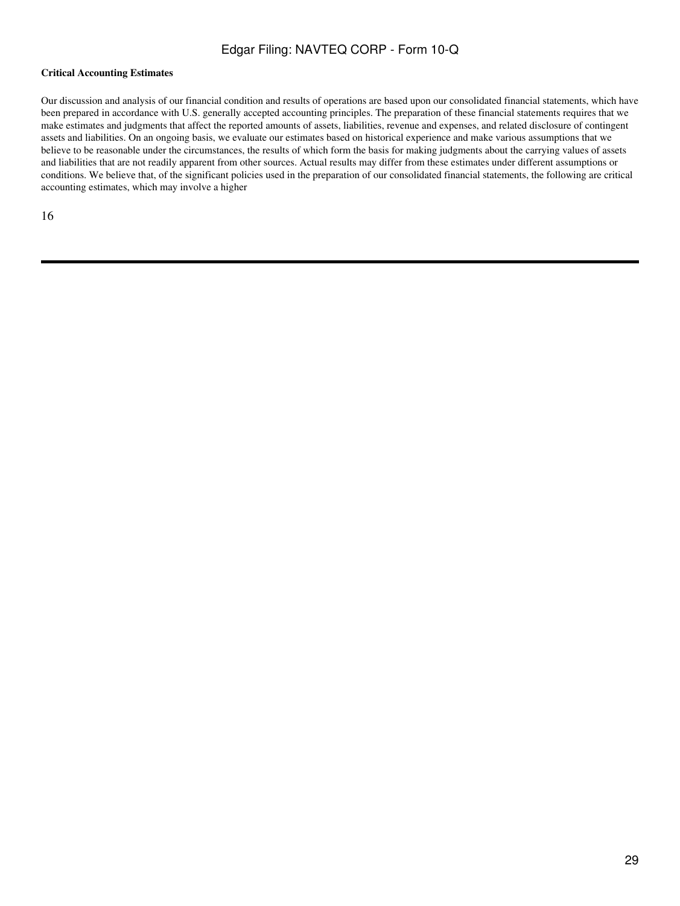**Critical Accounting Estimates**

Our discussion and analysis of our financial condition and results of operations are based upon our consolidated financial statements, which have been prepared in accordance with U.S. generally accepted accounting principles. The preparation of these financial statements requires that we make estimates and judgments that affect the reported amounts of assets, liabilities, revenue and expenses, and related disclosure of contingent assets and liabilities. On an ongoing basis, we evaluate our estimates based on historical experience and make various assumptions that we believe to be reasonable under the circumstances, the results of which form the basis for making judgments about the carrying values of assets and liabilities that are not readily apparent from other sources. Actual results may differ from these estimates under different assumptions or conditions. We believe that, of the significant policies used in the preparation of our consolidated financial statements, the following are critical accounting estimates, which may involve a higher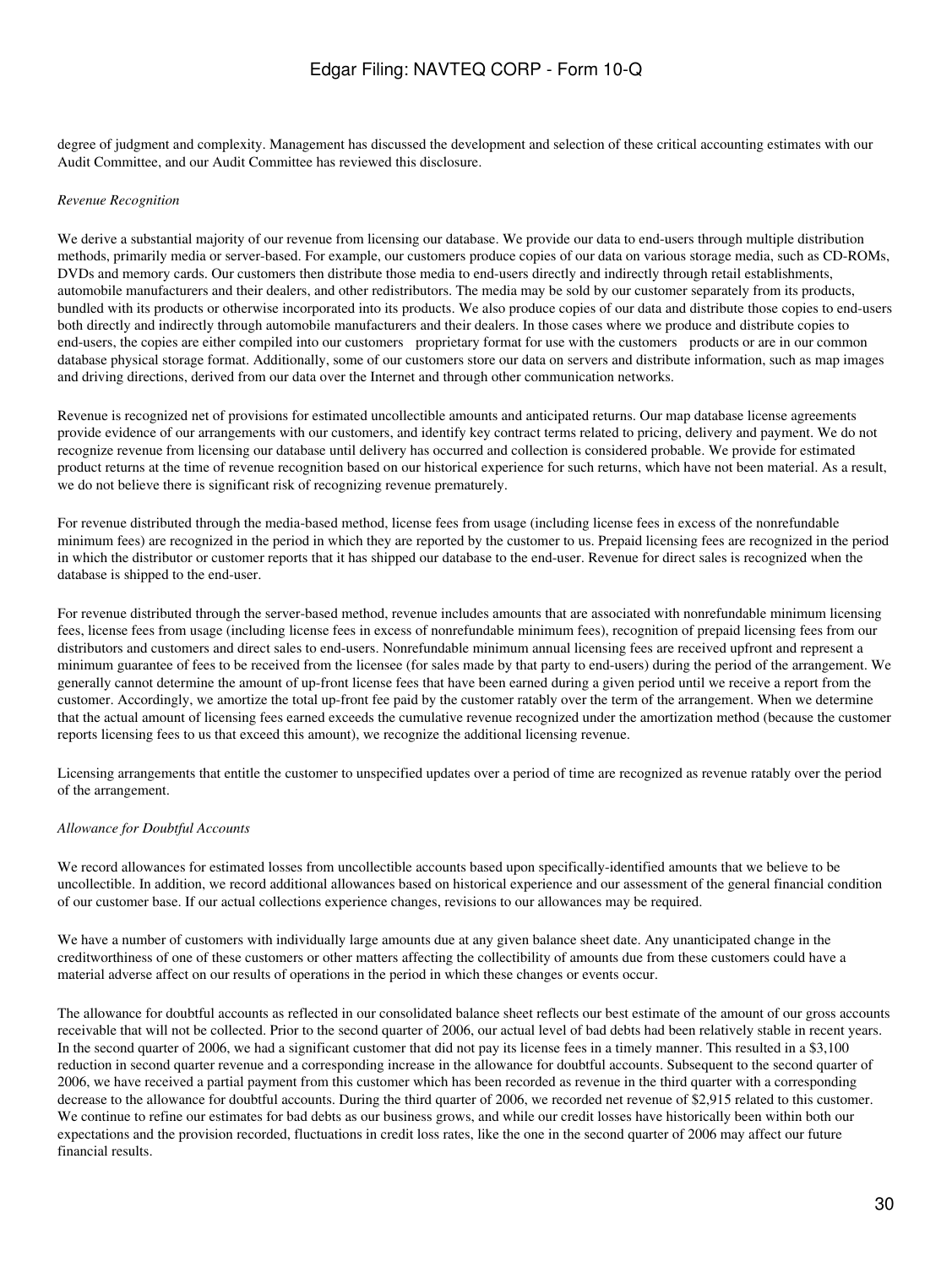degree of judgment and complexity. Management has discussed the development and selection of these critical accounting estimates with our Audit Committee, and our Audit Committee has reviewed this disclosure.

*Revenue Recognition*

We derive a substantial majority of our revenue from licensing our database. We provide our data to end-users through multiple distribution methods, primarily media or server-based. For example, our customers produce copies of our data on various storage media, such as CD-ROMs, DVDs and memory cards. Our customers then distribute those media to end-users directly and indirectly through retail establishments, automobile manufacturers and their dealers, and other redistributors. The media may be sold by our customer separately from its products, bundled with its products or otherwise incorporated into its products. We also produce copies of our data and distribute those copies to end-users both directly and indirectly through automobile manufacturers and their dealers. In those cases where we produce and distribute copies to end-users, the copies are either compiled into our customers proprietary format for use with the customers products or are in our common database physical storage format. Additionally, some of our customers store our data on servers and distribute information, such as map images and driving directions, derived from our data over the Internet and through other communication networks.

Revenue is recognized net of provisions for estimated uncollectible amounts and anticipated returns. Our map database license agreements provide evidence of our arrangements with our customers, and identify key contract terms related to pricing, delivery and payment. We do not recognize revenue from licensing our database until delivery has occurred and collection is considered probable. We provide for estimated product returns at the time of revenue recognition based on our historical experience for such returns, which have not been material. As a result, we do not believe there is significant risk of recognizing revenue prematurely.

For revenue distributed through the media-based method, license fees from usage (including license fees in excess of the nonrefundable minimum fees) are recognized in the period in which they are reported by the customer to us. Prepaid licensing fees are recognized in the period in which the distributor or customer reports that it has shipped our database to the end-user. Revenue for direct sales is recognized when the database is shipped to the end-user.

For revenue distributed through the server-based method, revenue includes amounts that are associated with nonrefundable minimum licensing fees, license fees from usage (including license fees in excess of nonrefundable minimum fees), recognition of prepaid licensing fees from our distributors and customers and direct sales to end-users. Nonrefundable minimum annual licensing fees are received upfront and represent a minimum guarantee of fees to be received from the licensee (for sales made by that party to end-users) during the period of the arrangement. We generally cannot determine the amount of up-front license fees that have been earned during a given period until we receive a report from the customer. Accordingly, we amortize the total up-front fee paid by the customer ratably over the term of the arrangement. When we determine that the actual amount of licensing fees earned exceeds the cumulative revenue recognized under the amortization method (because the customer reports licensing fees to us that exceed this amount), we recognize the additional licensing revenue.

Licensing arrangements that entitle the customer to unspecified updates over a period of time are recognized as revenue ratably over the period of the arrangement.

*Allowance for Doubtful Accounts*

We record allowances for estimated losses from uncollectible accounts based upon specifically-identified amounts that we believe to be uncollectible. In addition, we record additional allowances based on historical experience and our assessment of the general financial condition of our customer base. If our actual collections experience changes, revisions to our allowances may be required.

We have a number of customers with individually large amounts due at any given balance sheet date. Any unanticipated change in the creditworthiness of one of these customers or other matters affecting the collectibility of amounts due from these customers could have a material adverse affect on our results of operations in the period in which these changes or events occur.

The allowance for doubtful accounts as reflected in our consolidated balance sheet reflects our best estimate of the amount of our gross accounts receivable that will not be collected. Prior to the second quarter of 2006, our actual level of bad debts had been relatively stable in recent years. In the second quarter of 2006, we had a significant customer that did not pay its license fees in a timely manner. This resulted in a $3,100 reduction in second quarter revenue and a corresponding increase in the allowance for doubtful accounts. Subsequent to the second quarter of 2006, we have received a partial payment from this customer which has been recorded as revenue in the third quarter with a corresponding decrease to the allowance for doubtful accounts. During the third quarter of 2006, we recorded net revenue of $2,915 related to this customer. We continue to refine our estimates for bad debts as our business grows, and while our credit losses have historically been within both our expectations and the provision recorded, fluctuations in credit loss rates, like the one in the second quarter of 2006 may affect our future financial results.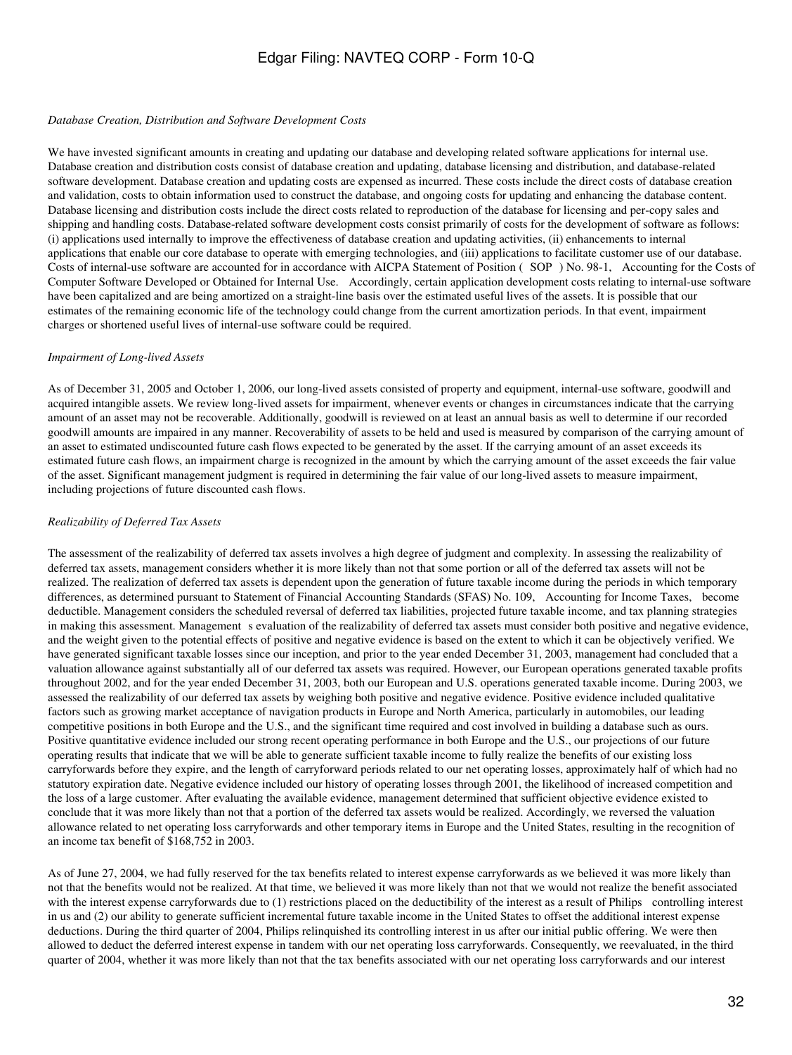*Database Creation, Distribution and Software Development Costs*

We have invested significant amounts in creating and updating our database and developing related software applications for internal use. Database creation and distribution costs consist of database creation and updating, database licensing and distribution, and database-related software development. Database creation and updating costs are expensed as incurred. These costs include the direct costs of database creation and validation, costs to obtain information used to construct the database, and ongoing costs for updating and enhancing the database content. Database licensing and distribution costs include the direct costs related to reproduction of the database for licensing and per-copy sales and shipping and handling costs. Database-related software development costs consist primarily of costs for the development of software as follows: (i) applications used internally to improve the effectiveness of database creation and updating activities, (ii) enhancements to internal applications that enable our core database to operate with emerging technologies, and (iii) applications to facilitate customer use of our database. Costs of internal-use software are accounted for in accordance with AICPA Statement of Position ( SOP ) No. 98-1, Accounting for the Costs of Computer Software Developed or Obtained for Internal Use. Accordingly, certain application development costs relating to internal-use software have been capitalized and are being amortized on a straight-line basis over the estimated useful lives of the assets. It is possible that our estimates of the remaining economic life of the technology could change from the current amortization periods. In that event, impairment charges or shortened useful lives of internal-use software could be required.

*Impairment of Long-lived Assets*

As of December 31, 2005 and October 1, 2006, our long-lived assets consisted of property and equipment, internal-use software, goodwill and acquired intangible assets. We review long-lived assets for impairment, whenever events or changes in circumstances indicate that the carrying amount of an asset may not be recoverable. Additionally, goodwill is reviewed on at least an annual basis as well to determine if our recorded goodwill amounts are impaired in any manner. Recoverability of assets to be held and used is measured by comparison of the carrying amount of an asset to estimated undiscounted future cash flows expected to be generated by the asset. If the carrying amount of an asset exceeds its estimated future cash flows, an impairment charge is recognized in the amount by which the carrying amount of the asset exceeds the fair value of the asset. Significant management judgment is required in determining the fair value of our long-lived assets to measure impairment, including projections of future discounted cash flows.

*Realizability of Deferred Tax Assets*

The assessment of the realizability of deferred tax assets involves a high degree of judgment and complexity. In assessing the realizability of deferred tax assets, management considers whether it is more likely than not that some portion or all of the deferred tax assets will not be realized. The realization of deferred tax assets is dependent upon the generation of future taxable income during the periods in which temporary differences, as determined pursuant to Statement of Financial Accounting Standards (SFAS) No. 109, Accounting for Income Taxes, become deductible. Management considers the scheduled reversal of deferred tax liabilities, projected future taxable income, and tax planning strategies in making this assessment. Management s evaluation of the realizability of deferred tax assets must consider both positive and negative evidence, and the weight given to the potential effects of positive and negative evidence is based on the extent to which it can be objectively verified. We have generated significant taxable losses since our inception, and prior to the year ended December 31, 2003, management had concluded that a valuation allowance against substantially all of our deferred tax assets was required. However, our European operations generated taxable profits throughout 2002, and for the year ended December 31, 2003, both our European and U.S. operations generated taxable income. During 2003, we assessed the realizability of our deferred tax assets by weighing both positive and negative evidence. Positive evidence included qualitative factors such as growing market acceptance of navigation products in Europe and North America, particularly in automobiles, our leading competitive positions in both Europe and the U.S., and the significant time required and cost involved in building a database such as ours. Positive quantitative evidence included our strong recent operating performance in both Europe and the U.S., our projections of our future operating results that indicate that we will be able to generate sufficient taxable income to fully realize the benefits of our existing loss carryforwards before they expire, and the length of carryforward periods related to our net operating losses, approximately half of which had no statutory expiration date. Negative evidence included our history of operating losses through 2001, the likelihood of increased competition and the loss of a large customer. After evaluating the available evidence, management determined that sufficient objective evidence existed to conclude that it was more likely than not that a portion of the deferred tax assets would be realized. Accordingly, we reversed the valuation allowance related to net operating loss carryforwards and other temporary items in Europe and the United States, resulting in the recognition of an income tax benefit of $168,752 in 2003.

As of June 27, 2004, we had fully reserved for the tax benefits related to interest expense carryforwards as we believed it was more likely than not that the benefits would not be realized. At that time, we believed it was more likely than not that we would not realize the benefit associated with the interest expense carryforwards due to (1) restrictions placed on the deductibility of the interest as a result of Philips controlling interest in us and (2) our ability to generate sufficient incremental future taxable income in the United States to offset the additional interest expense deductions. During the third quarter of 2004, Philips relinquished its controlling interest in us after our initial public offering. We were then allowed to deduct the deferred interest expense in tandem with our net operating loss carryforwards. Consequently, we reevaluated, in the third quarter of 2004, whether it was more likely than not that the tax benefits associated with our net operating loss carryforwards and our interest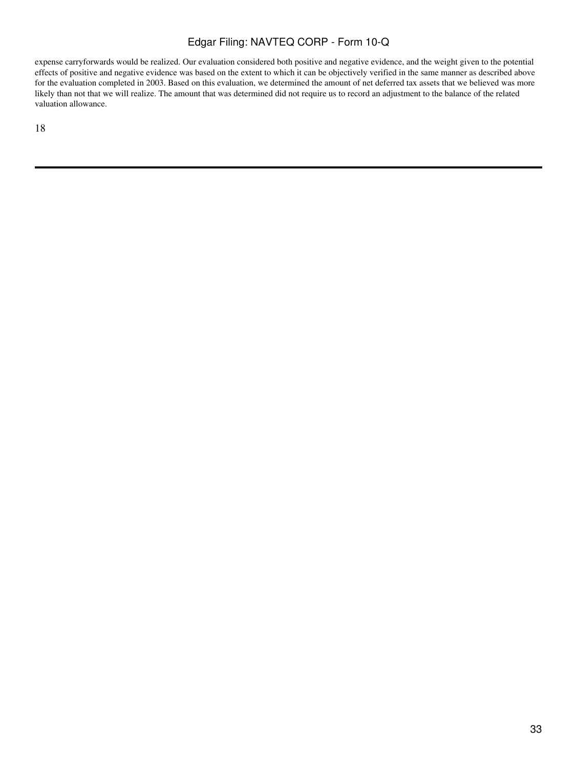expense carryforwards would be realized. Our evaluation considered both positive and negative evidence, and the weight given to the potential effects of positive and negative evidence was based on the extent to which it can be objectively verified in the same manner as described above for the evaluation completed in 2003. Based on this evaluation, we determined the amount of net deferred tax assets that we believed was more likely than not that we will realize. The amount that was determined did not require us to record an adjustment to the balance of the related valuation allowance.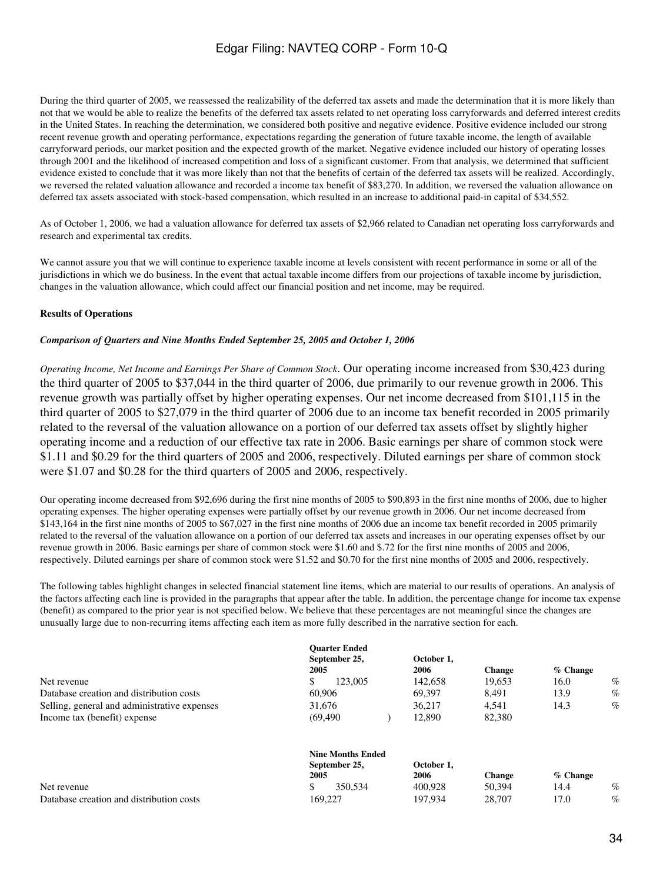During the third quarter of 2005, we reassessed the realizability of the deferred tax assets and made the determination that it is more likely than not that we would be able to realize the benefits of the deferred tax assets related to net operating loss carryforwards and deferred interest credits in the United States. In reaching the determination, we considered both positive and negative evidence. Positive evidence included our strong recent revenue growth and operating performance, expectations regarding the generation of future taxable income, the length of available carryforward periods, our market position and the expected growth of the market. Negative evidence included our history of operating losses through 2001 and the likelihood of increased competition and loss of a significant customer. From that analysis, we determined that sufficient evidence existed to conclude that it was more likely than not that the benefits of certain of the deferred tax assets will be realized. Accordingly, we reversed the related valuation allowance and recorded a income tax benefit of $83,270. In addition, we reversed the valuation allowance on deferred tax assets associated with stock-based compensation, which resulted in an increase to additional paid-in capital of $34,552.

As of October 1, 2006, we had a valuation allowance for deferred tax assets of $2,966 related to Canadian net operating loss carryforwards and research and experimental tax credits.

We cannot assure you that we will continue to experience taxable income at levels consistent with recent performance in some or all of the jurisdictions in which we do business. In the event that actual taxable income differs from our projections of taxable income by jurisdiction, changes in the valuation allowance, which could affect our financial position and net income, may be required.

**Results of Operations**

***Comparison of Quarters and Nine Months Ended September 25, 2005 and October 1, 2006***

*Operating Income, Net Income and Earnings Per Share of Common Stock*. Our operating income increased from $30,423 during the third quarter of 2005 to $37,044 in the third quarter of 2006, due primarily to our revenue growth in 2006. This revenue growth was partially offset by higher operating expenses. Our net income decreased from $101,115 in the third quarter of 2005 to $27,079 in the third quarter of 2006 due to an income tax benefit recorded in 2005 primarily related to the reversal of the valuation allowance on a portion of our deferred tax assets offset by slightly higher operating income and a reduction of our effective tax rate in 2006. Basic earnings per share of common stock were $1.11 and $0.29 for the third quarters of 2005 and 2006, respectively. Diluted earnings per share of common stock were $1.07 and $0.28 for the third quarters of 2005 and 2006, respectively.

Our operating income decreased from $92,696 during the first nine months of 2005 to $90,893 in the first nine months of 2006, due to higher operating expenses. The higher operating expenses were partially offset by our revenue growth in 2006. Our net income decreased from $143,164 in the first nine months of 2005 to $67,027 in the first nine months of 2006 due an income tax benefit recorded in 2005 primarily related to the reversal of the valuation allowance on a portion of our deferred tax assets and increases in our operating expenses offset by our revenue growth in 2006. Basic earnings per share of common stock were $1.60 and $.72 for the first nine months of 2005 and 2006, respectively. Diluted earnings per share of common stock were $1.52 and $0.70 for the first nine months of 2005 and 2006, respectively.

The following tables highlight changes in selected financial statement line items, which are material to our results of operations. An analysis of the factors affecting each line is provided in the paragraphs that appear after the table. In addition, the percentage change for income tax expense (benefit) as compared to the prior year is not specified below. We believe that these percentages are not meaningful since the changes are unusually large due to non-recurring items affecting each item as more fully described in the narrative section for each.

| | Quarter Ended September 25, 2005 | October 1, 2006 | Change | % Change |
|---|---|---|---|---|
| Net revenue | $ 123,005 | 142,658 | 19,653 | 16.0 % |
| Database creation and distribution costs | 60,906 | 69,397 | 8,491 | 13.9 % |
| Selling, general and administrative expenses | 31,676 | 36,217 | 4,541 | 14.3 % |
| Income tax (benefit) expense | (69,490 ) | 12,890 | 82,380 | |

| | Nine Months Ended September 25, 2005 | October 1, 2006 | Change | % Change |
|---|---|---|---|---|
| Net revenue | $ 350,534 | 400,928 | 50,394 | 14.4 % |
| Database creation and distribution costs | 169,227 | 197,934 | 28,707 | 17.0 % |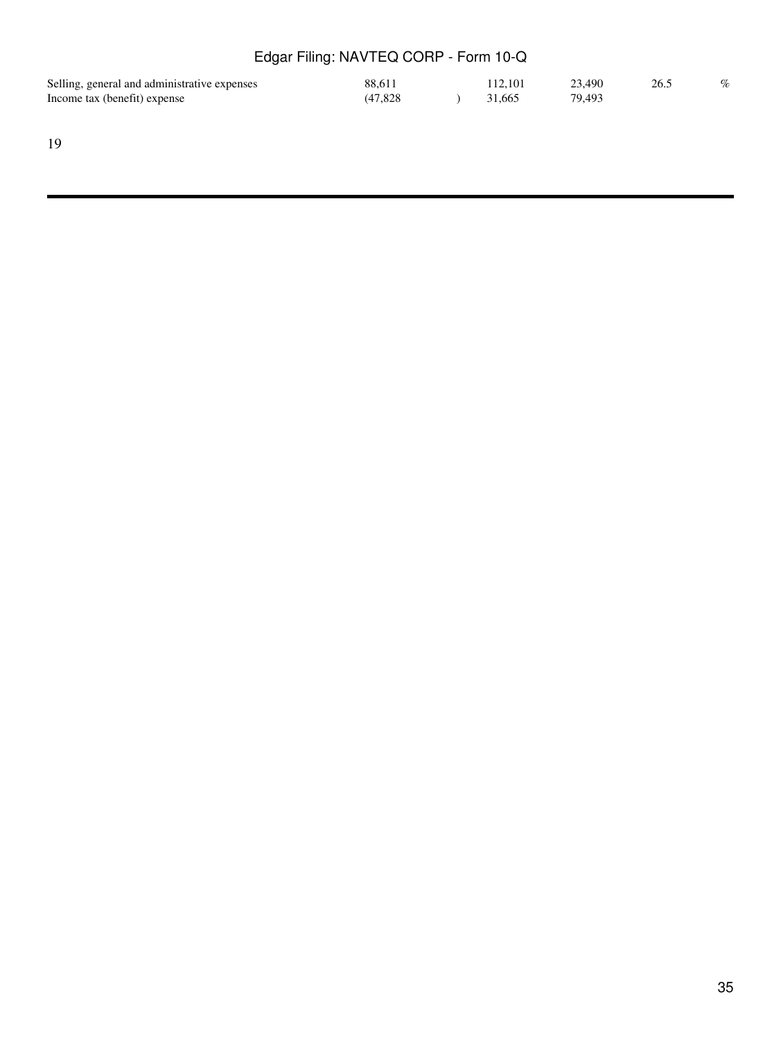| | | | | |
|---|---|---|---|---|
| Selling, general and administrative expenses | 88,611 | 112,101 | 23,490 | 26.5 % |
| Income tax (benefit) expense | (47,828 ) | 31,665 | 79,493 | |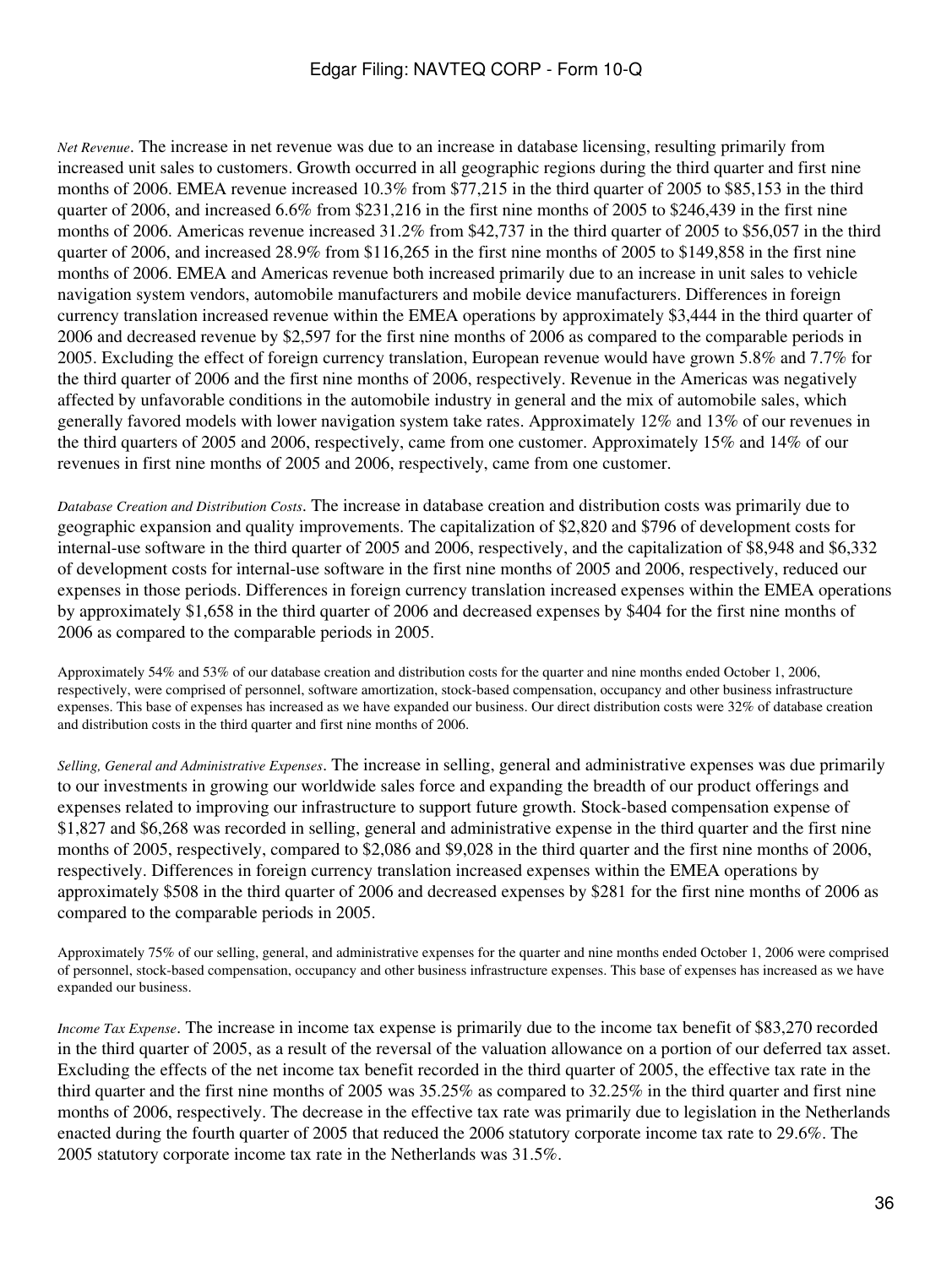*Net Revenue*. The increase in net revenue was due to an increase in database licensing, resulting primarily from increased unit sales to customers. Growth occurred in all geographic regions during the third quarter and first nine months of 2006. EMEA revenue increased 10.3% from $77,215 in the third quarter of 2005 to $85,153 in the third quarter of 2006, and increased 6.6% from $231,216 in the first nine months of 2005 to $246,439 in the first nine months of 2006. Americas revenue increased 31.2% from $42,737 in the third quarter of 2005 to $56,057 in the third quarter of 2006, and increased 28.9% from $116,265 in the first nine months of 2005 to $149,858 in the first nine months of 2006. EMEA and Americas revenue both increased primarily due to an increase in unit sales to vehicle navigation system vendors, automobile manufacturers and mobile device manufacturers. Differences in foreign currency translation increased revenue within the EMEA operations by approximately $3,444 in the third quarter of 2006 and decreased revenue by $2,597 for the first nine months of 2006 as compared to the comparable periods in 2005. Excluding the effect of foreign currency translation, European revenue would have grown 5.8% and 7.7% for the third quarter of 2006 and the first nine months of 2006, respectively. Revenue in the Americas was negatively affected by unfavorable conditions in the automobile industry in general and the mix of automobile sales, which generally favored models with lower navigation system take rates. Approximately 12% and 13% of our revenues in the third quarters of 2005 and 2006, respectively, came from one customer. Approximately 15% and 14% of our revenues in first nine months of 2005 and 2006, respectively, came from one customer.

*Database Creation and Distribution Costs*. The increase in database creation and distribution costs was primarily due to geographic expansion and quality improvements. The capitalization of $2,820 and $796 of development costs for internal-use software in the third quarter of 2005 and 2006, respectively, and the capitalization of $8,948 and $6,332 of development costs for internal-use software in the first nine months of 2005 and 2006, respectively, reduced our expenses in those periods. Differences in foreign currency translation increased expenses within the EMEA operations by approximately $1,658 in the third quarter of 2006 and decreased expenses by $404 for the first nine months of 2006 as compared to the comparable periods in 2005.

Approximately 54% and 53% of our database creation and distribution costs for the quarter and nine months ended October 1, 2006, respectively, were comprised of personnel, software amortization, stock-based compensation, occupancy and other business infrastructure expenses. This base of expenses has increased as we have expanded our business. Our direct distribution costs were 32% of database creation and distribution costs in the third quarter and first nine months of 2006.

*Selling, General and Administrative Expenses*. The increase in selling, general and administrative expenses was due primarily to our investments in growing our worldwide sales force and expanding the breadth of our product offerings and expenses related to improving our infrastructure to support future growth. Stock-based compensation expense of $1,827 and $6,268 was recorded in selling, general and administrative expense in the third quarter and the first nine months of 2005, respectively, compared to $2,086 and $9,028 in the third quarter and the first nine months of 2006, respectively. Differences in foreign currency translation increased expenses within the EMEA operations by approximately $508 in the third quarter of 2006 and decreased expenses by $281 for the first nine months of 2006 as compared to the comparable periods in 2005.

Approximately 75% of our selling, general, and administrative expenses for the quarter and nine months ended October 1, 2006 were comprised of personnel, stock-based compensation, occupancy and other business infrastructure expenses. This base of expenses has increased as we have expanded our business.

*Income Tax Expense*. The increase in income tax expense is primarily due to the income tax benefit of $83,270 recorded in the third quarter of 2005, as a result of the reversal of the valuation allowance on a portion of our deferred tax asset. Excluding the effects of the net income tax benefit recorded in the third quarter of 2005, the effective tax rate in the third quarter and the first nine months of 2005 was 35.25% as compared to 32.25% in the third quarter and first nine months of 2006, respectively. The decrease in the effective tax rate was primarily due to legislation in the Netherlands enacted during the fourth quarter of 2005 that reduced the 2006 statutory corporate income tax rate to 29.6%. The 2005 statutory corporate income tax rate in the Netherlands was 31.5%.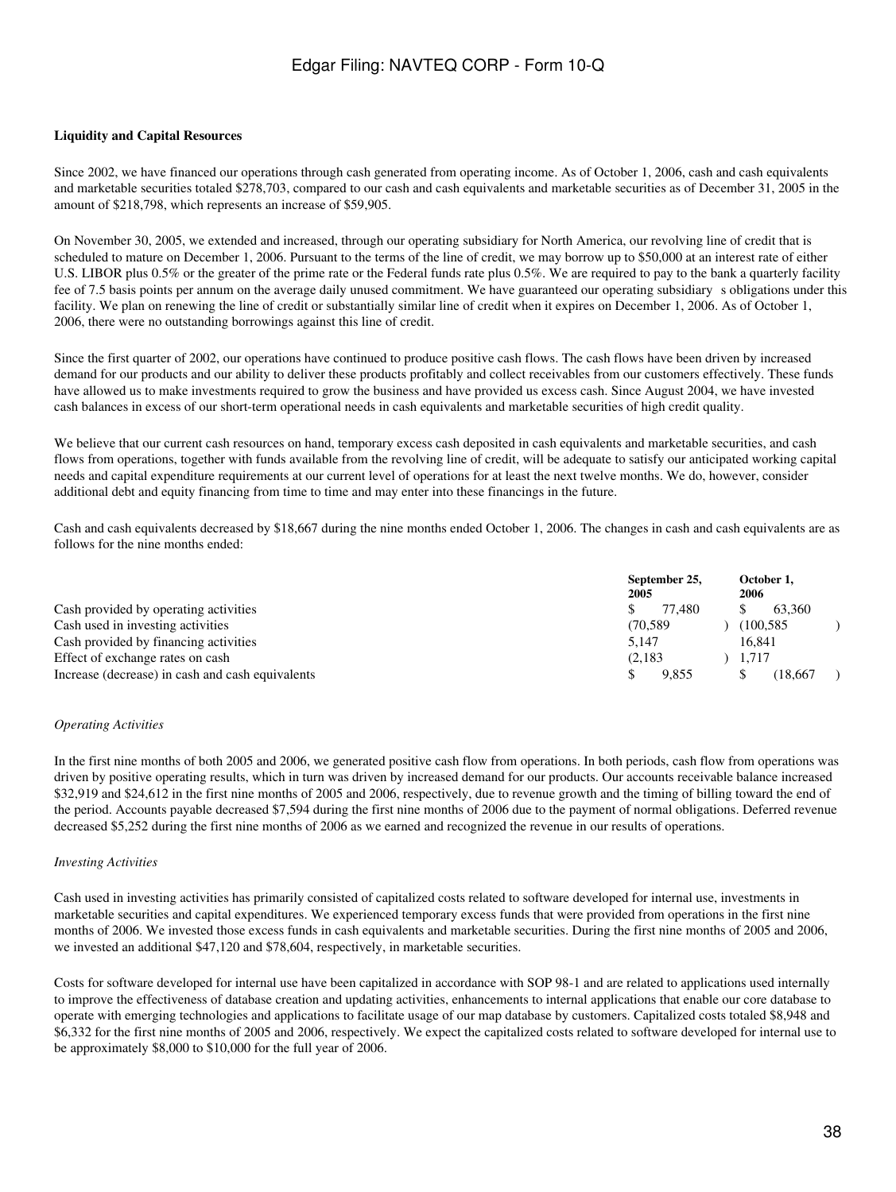**Liquidity and Capital Resources**

Since 2002, we have financed our operations through cash generated from operating income. As of October 1, 2006, cash and cash equivalents and marketable securities totaled $278,703, compared to our cash and cash equivalents and marketable securities as of December 31, 2005 in the amount of $218,798, which represents an increase of $59,905.

On November 30, 2005, we extended and increased, through our operating subsidiary for North America, our revolving line of credit that is scheduled to mature on December 1, 2006. Pursuant to the terms of the line of credit, we may borrow up to $50,000 at an interest rate of either U.S. LIBOR plus 0.5% or the greater of the prime rate or the Federal funds rate plus 0.5%. We are required to pay to the bank a quarterly facility fee of 7.5 basis points per annum on the average daily unused commitment. We have guaranteed our operating subsidiary s obligations under this facility. We plan on renewing the line of credit or substantially similar line of credit when it expires on December 1, 2006. As of October 1, 2006, there were no outstanding borrowings against this line of credit.

Since the first quarter of 2002, our operations have continued to produce positive cash flows. The cash flows have been driven by increased demand for our products and our ability to deliver these products profitably and collect receivables from our customers effectively. These funds have allowed us to make investments required to grow the business and have provided us excess cash. Since August 2004, we have invested cash balances in excess of our short-term operational needs in cash equivalents and marketable securities of high credit quality.

We believe that our current cash resources on hand, temporary excess cash deposited in cash equivalents and marketable securities, and cash flows from operations, together with funds available from the revolving line of credit, will be adequate to satisfy our anticipated working capital needs and capital expenditure requirements at our current level of operations for at least the next twelve months. We do, however, consider additional debt and equity financing from time to time and may enter into these financings in the future.

Cash and cash equivalents decreased by $18,667 during the nine months ended October 1, 2006. The changes in cash and cash equivalents are as follows for the nine months ended:

| | September 25, 2005 | October 1, 2006 |
|---|---|---|
| Cash provided by operating activities | $ 77,480 | $ 63,360 |
| Cash used in investing activities | (70,589) | (100,585) |
| Cash provided by financing activities | 5,147 | 16,841 |
| Effect of exchange rates on cash | (2,183) | 1,717 |
| Increase (decrease) in cash and cash equivalents | $ 9,855 | $ (18,667) |

*Operating Activities*

In the first nine months of both 2005 and 2006, we generated positive cash flow from operations. In both periods, cash flow from operations was driven by positive operating results, which in turn was driven by increased demand for our products. Our accounts receivable balance increased $32,919 and $24,612 in the first nine months of 2005 and 2006, respectively, due to revenue growth and the timing of billing toward the end of the period. Accounts payable decreased $7,594 during the first nine months of 2006 due to the payment of normal obligations. Deferred revenue decreased $5,252 during the first nine months of 2006 as we earned and recognized the revenue in our results of operations.

*Investing Activities*

Cash used in investing activities has primarily consisted of capitalized costs related to software developed for internal use, investments in marketable securities and capital expenditures. We experienced temporary excess funds that were provided from operations in the first nine months of 2006. We invested those excess funds in cash equivalents and marketable securities. During the first nine months of 2005 and 2006, we invested an additional $47,120 and $78,604, respectively, in marketable securities.

Costs for software developed for internal use have been capitalized in accordance with SOP 98-1 and are related to applications used internally to improve the effectiveness of database creation and updating activities, enhancements to internal applications that enable our core database to operate with emerging technologies and applications to facilitate usage of our map database by customers. Capitalized costs totaled $8,948 and $6,332 for the first nine months of 2005 and 2006, respectively. We expect the capitalized costs related to software developed for internal use to be approximately $8,000 to $10,000 for the full year of 2006.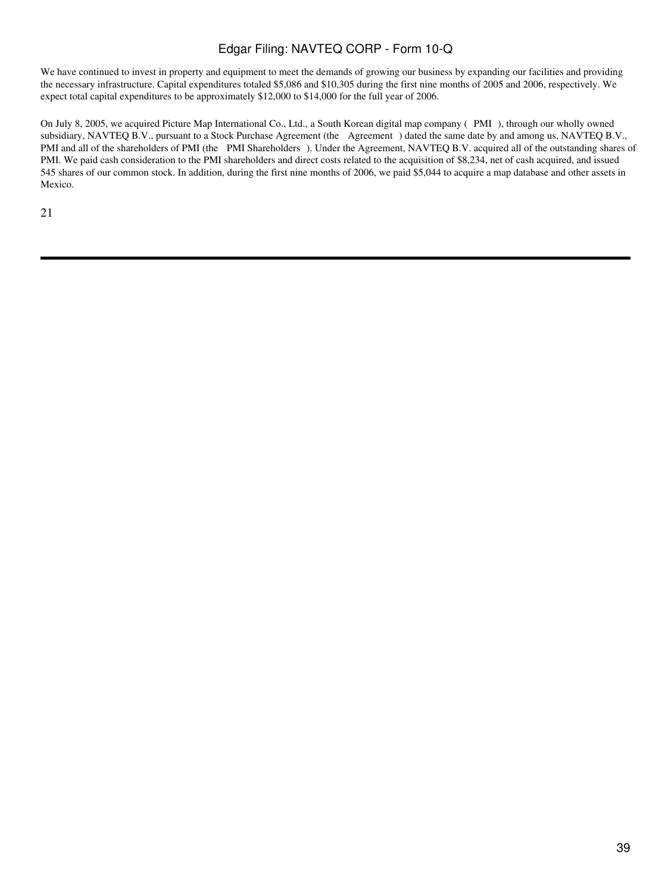We have continued to invest in property and equipment to meet the demands of growing our business by expanding our facilities and providing the necessary infrastructure. Capital expenditures totaled $5,086 and $10,305 during the first nine months of 2005 and 2006, respectively. We expect total capital expenditures to be approximately $12,000 to $14,000 for the full year of 2006.

On July 8, 2005, we acquired Picture Map International Co., Ltd., a South Korean digital map company ( PMI ), through our wholly owned subsidiary, NAVTEQ B.V., pursuant to a Stock Purchase Agreement (the Agreement ) dated the same date by and among us, NAVTEQ B.V., PMI and all of the shareholders of PMI (the PMI Shareholders ). Under the Agreement, NAVTEQ B.V. acquired all of the outstanding shares of PMI. We paid cash consideration to the PMI shareholders and direct costs related to the acquisition of $8,234, net of cash acquired, and issued 545 shares of our common stock. In addition, during the first nine months of 2006, we paid $5,044 to acquire a map database and other assets in Mexico.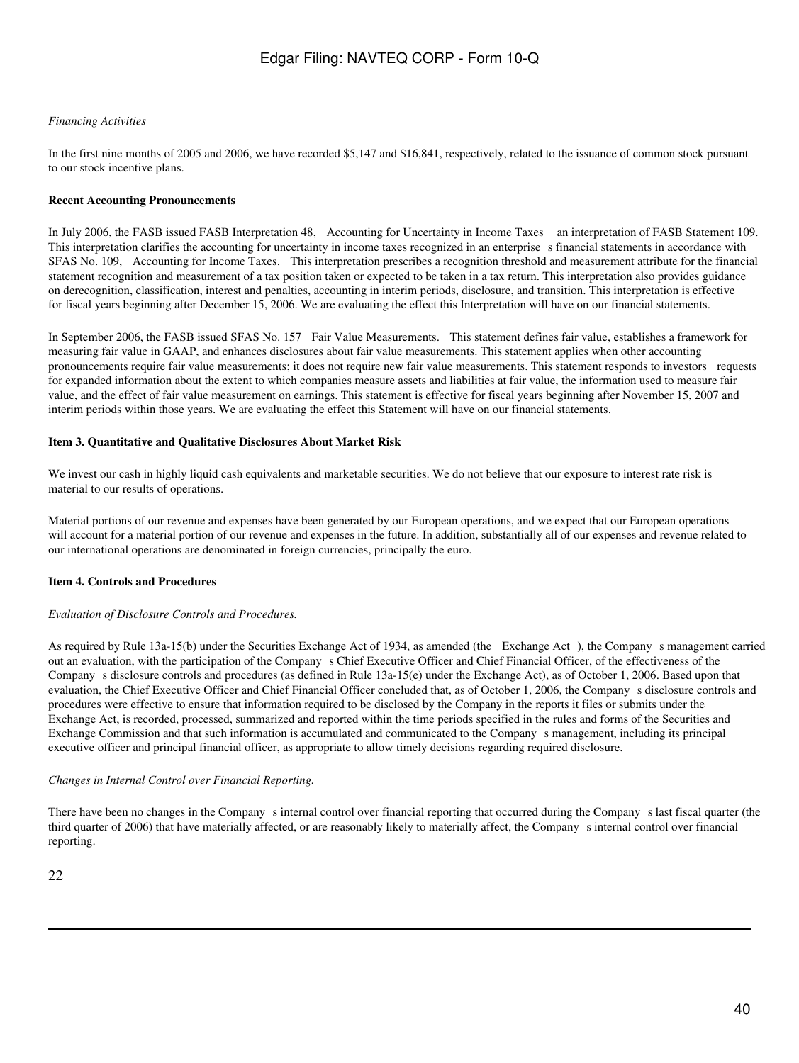*Financing Activities*

In the first nine months of 2005 and 2006, we have recorded $5,147 and $16,841, respectively, related to the issuance of common stock pursuant to our stock incentive plans.

**Recent Accounting Pronouncements**

In July 2006, the FASB issued FASB Interpretation 48, Accounting for Uncertainty in Income Taxes an interpretation of FASB Statement 109. This interpretation clarifies the accounting for uncertainty in income taxes recognized in an enterprise s financial statements in accordance with SFAS No. 109, Accounting for Income Taxes. This interpretation prescribes a recognition threshold and measurement attribute for the financial statement recognition and measurement of a tax position taken or expected to be taken in a tax return. This interpretation also provides guidance on derecognition, classification, interest and penalties, accounting in interim periods, disclosure, and transition. This interpretation is effective for fiscal years beginning after December 15, 2006. We are evaluating the effect this Interpretation will have on our financial statements.

In September 2006, the FASB issued SFAS No. 157 Fair Value Measurements. This statement defines fair value, establishes a framework for measuring fair value in GAAP, and enhances disclosures about fair value measurements. This statement applies when other accounting pronouncements require fair value measurements; it does not require new fair value measurements. This statement responds to investors requests for expanded information about the extent to which companies measure assets and liabilities at fair value, the information used to measure fair value, and the effect of fair value measurement on earnings. This statement is effective for fiscal years beginning after November 15, 2007 and interim periods within those years. We are evaluating the effect this Statement will have on our financial statements.

**Item 3. Quantitative and Qualitative Disclosures About Market Risk**

We invest our cash in highly liquid cash equivalents and marketable securities. We do not believe that our exposure to interest rate risk is material to our results of operations.

Material portions of our revenue and expenses have been generated by our European operations, and we expect that our European operations will account for a material portion of our revenue and expenses in the future. In addition, substantially all of our expenses and revenue related to our international operations are denominated in foreign currencies, principally the euro.

**Item 4. Controls and Procedures**

*Evaluation of Disclosure Controls and Procedures.*

As required by Rule 13a-15(b) under the Securities Exchange Act of 1934, as amended (the Exchange Act ), the Company s management carried out an evaluation, with the participation of the Company s Chief Executive Officer and Chief Financial Officer, of the effectiveness of the Company s disclosure controls and procedures (as defined in Rule 13a-15(e) under the Exchange Act), as of October 1, 2006. Based upon that evaluation, the Chief Executive Officer and Chief Financial Officer concluded that, as of October 1, 2006, the Company s disclosure controls and procedures were effective to ensure that information required to be disclosed by the Company in the reports it files or submits under the Exchange Act, is recorded, processed, summarized and reported within the time periods specified in the rules and forms of the Securities and Exchange Commission and that such information is accumulated and communicated to the Company s management, including its principal executive officer and principal financial officer, as appropriate to allow timely decisions regarding required disclosure.

*Changes in Internal Control over Financial Reporting.*

There have been no changes in the Company s internal control over financial reporting that occurred during the Company s last fiscal quarter (the third quarter of 2006) that have materially affected, or are reasonably likely to materially affect, the Company s internal control over financial reporting.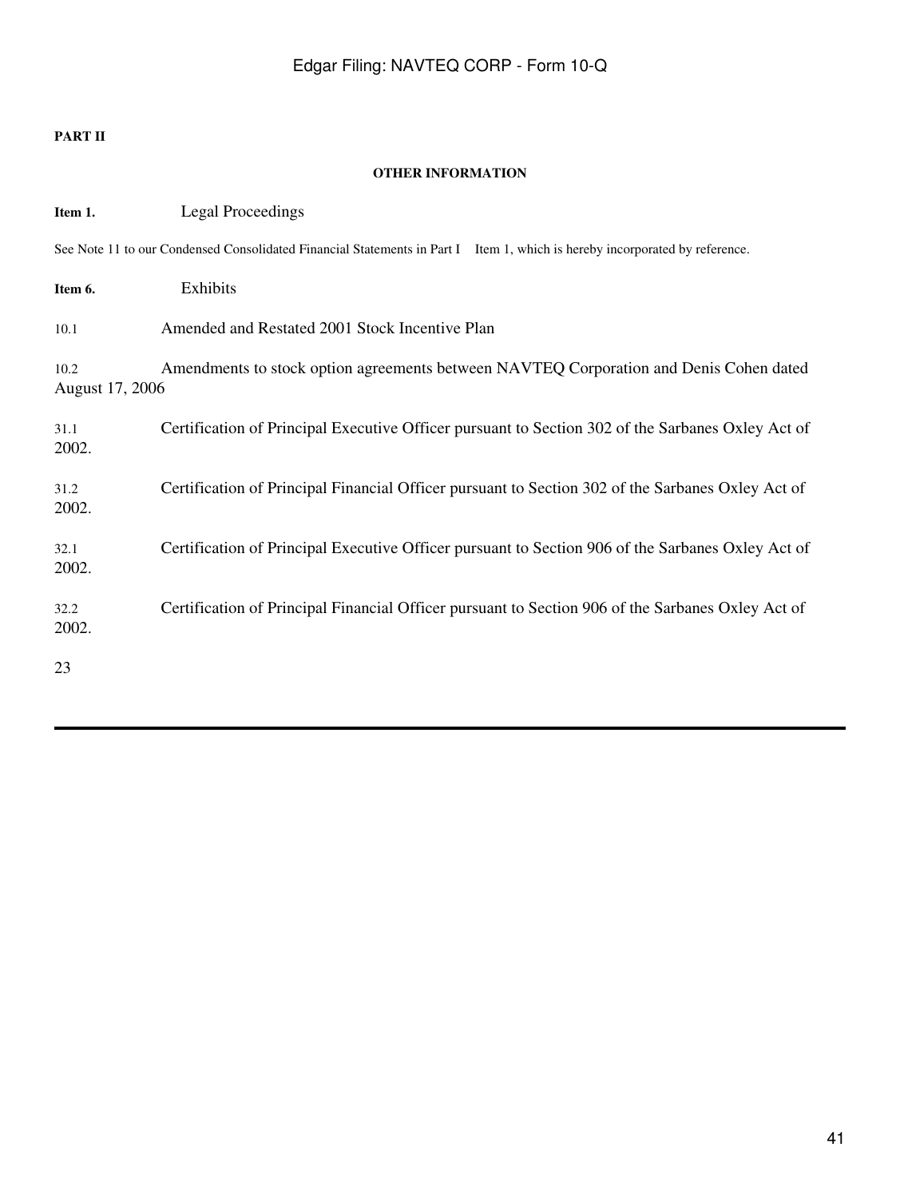**PART II**

**OTHER INFORMATION**

**Item 1.** Legal Proceedings

See Note 11 to our Condensed Consolidated Financial Statements in Part I Item 1, which is hereby incorporated by reference.

**Item 6.** Exhibits

10.1 Amended and Restated 2001 Stock Incentive Plan

10.2 Amendments to stock option agreements between NAVTEQ Corporation and Denis Cohen dated August 17, 2006

31.1 Certification of Principal Executive Officer pursuant to Section 302 of the Sarbanes Oxley Act of 2002.

31.2 Certification of Principal Financial Officer pursuant to Section 302 of the Sarbanes Oxley Act of 2002.

32.1 Certification of Principal Executive Officer pursuant to Section 906 of the Sarbanes Oxley Act of 2002.

32.2 Certification of Principal Financial Officer pursuant to Section 906 of the Sarbanes Oxley Act of 2002.

23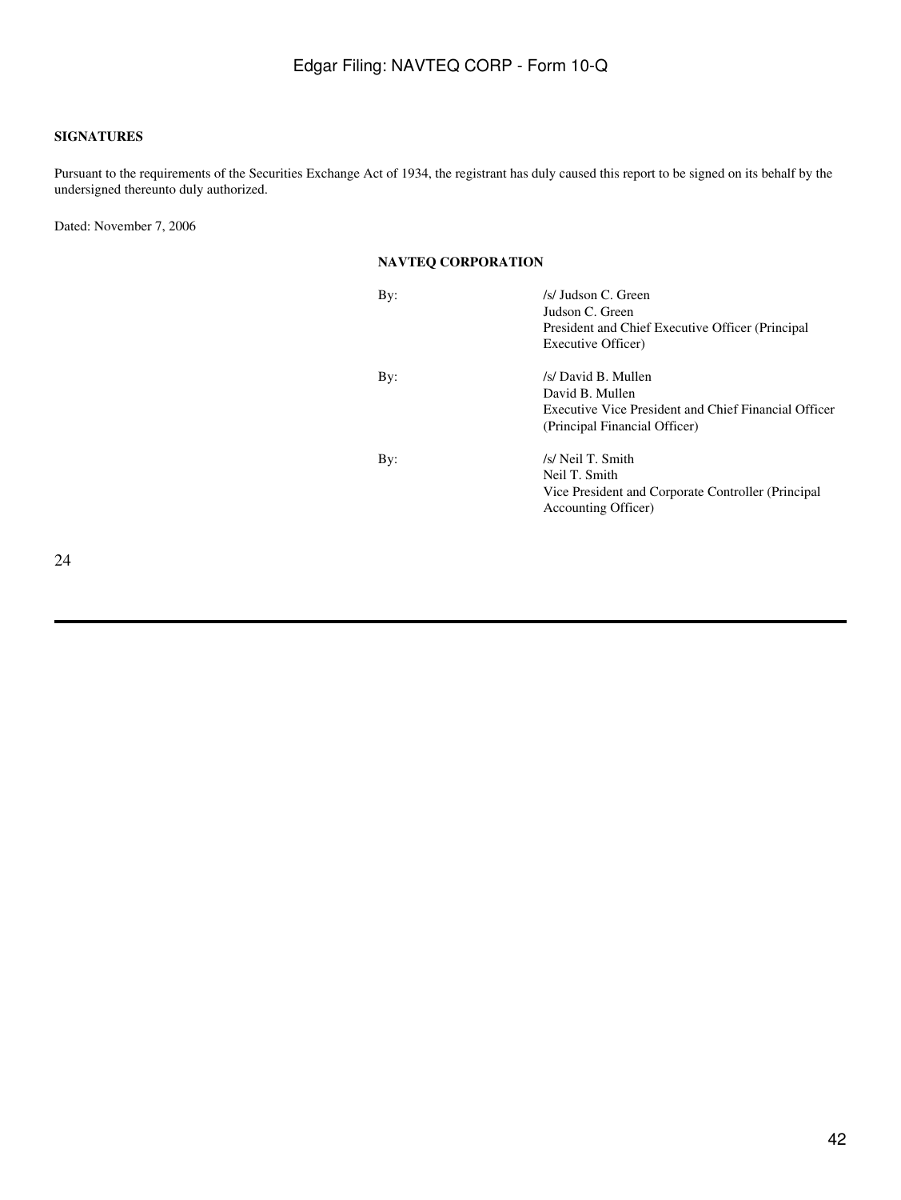**SIGNATURES**

Pursuant to the requirements of the Securities Exchange Act of 1934, the registrant has duly caused this report to be signed on its behalf by the undersigned thereunto duly authorized.

Dated: November 7, 2006

**NAVTEQ CORPORATION**

| | |
|---|---|
| By: | /s/ Judson C. Green<br>Judson C. Green<br>President and Chief Executive Officer (Principal Executive Officer) |
| By: | /s/ David B. Mullen<br>David B. Mullen<br>Executive Vice President and Chief Financial Officer (Principal Financial Officer) |
| By: | /s/ Neil T. Smith<br>Neil T. Smith<br>Vice President and Corporate Controller (Principal Accounting Officer) |